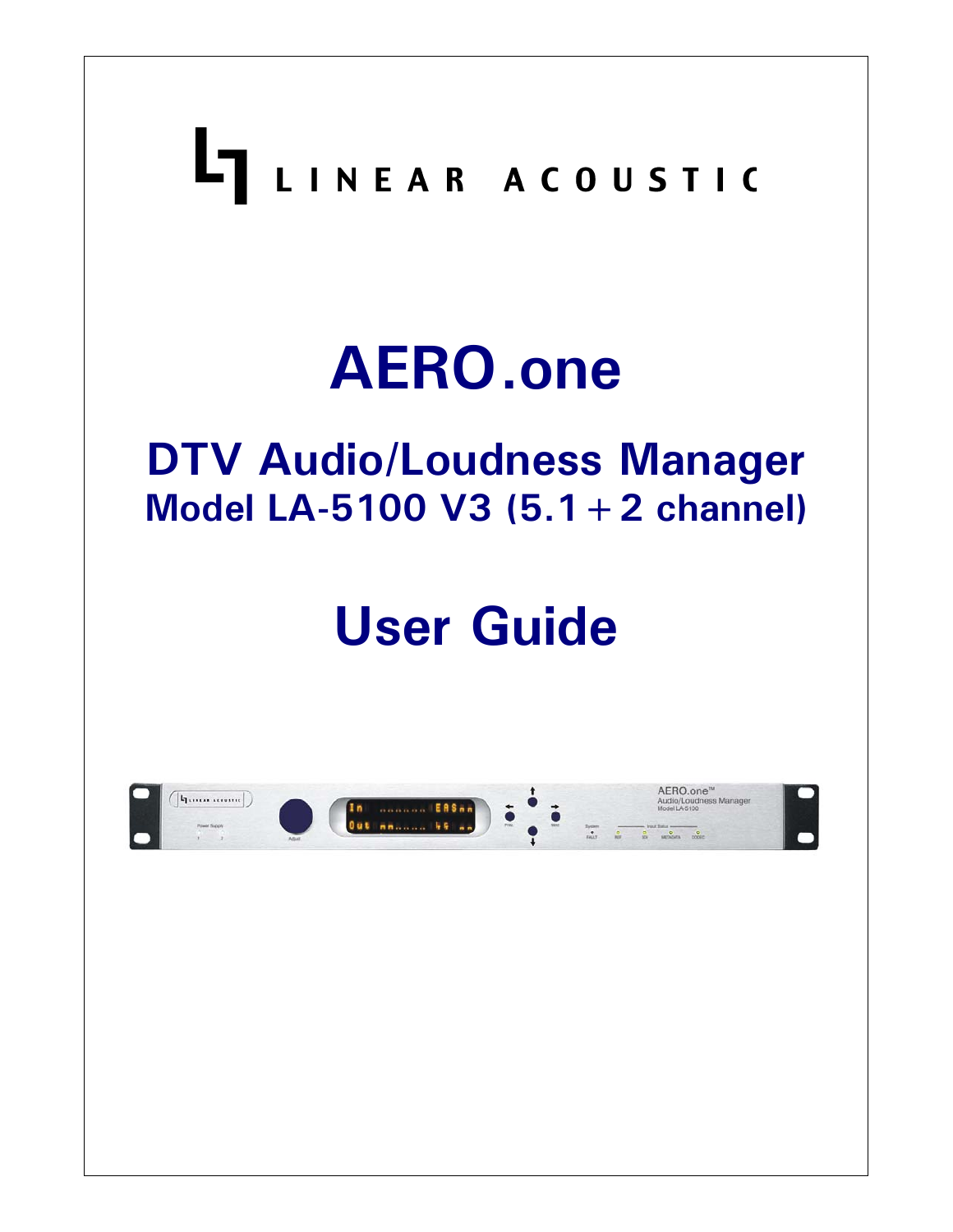LINEAR ACOUSTIC

# AERO.one

## DTV Audio/Loudness Manager

### Model LA-5100 V3 (5.1 + 2 channel)

# User Guide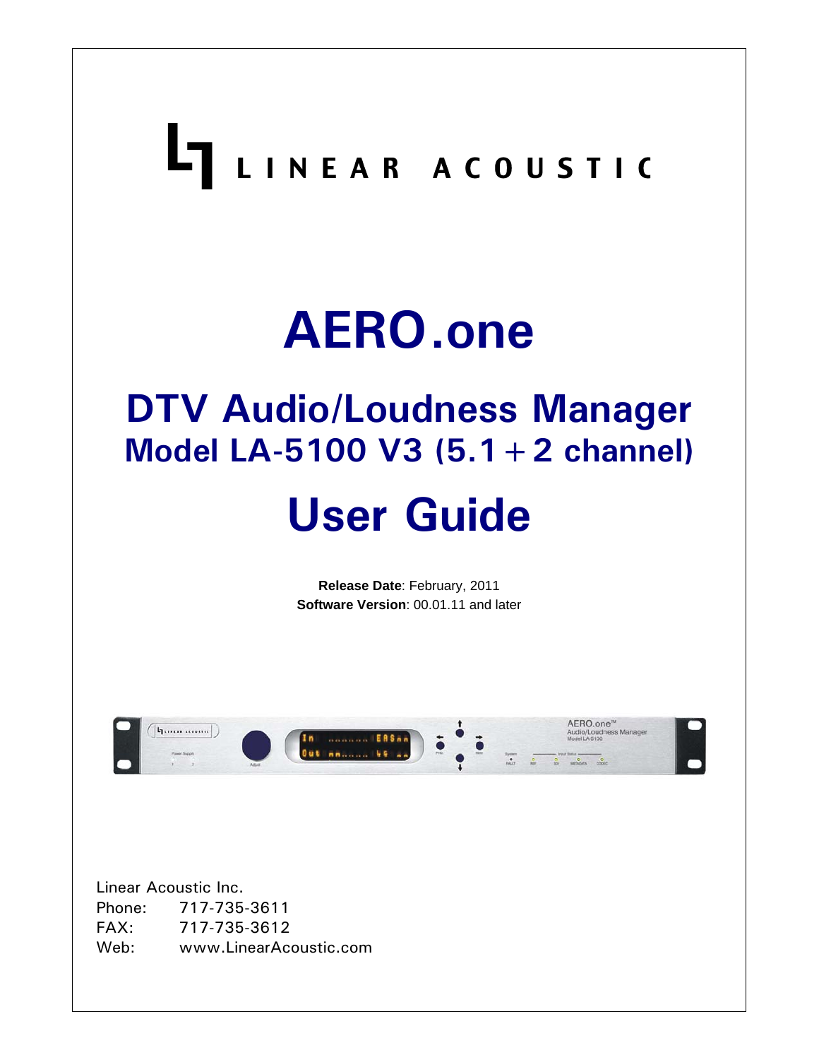LINEAR ACOUSTIC

# AERO.one

## DTV Audio/Loudness Manager

### Model LA-5100 V3 (5.1+2 channel)

# User Guide

**Release Date**: February, 2011
**Software Version**: 00.01.11 and later

Linear Acoustic Inc.
Phone: 717-735-3611
FAX: 717-735-3612
Web: www.LinearAcoustic.com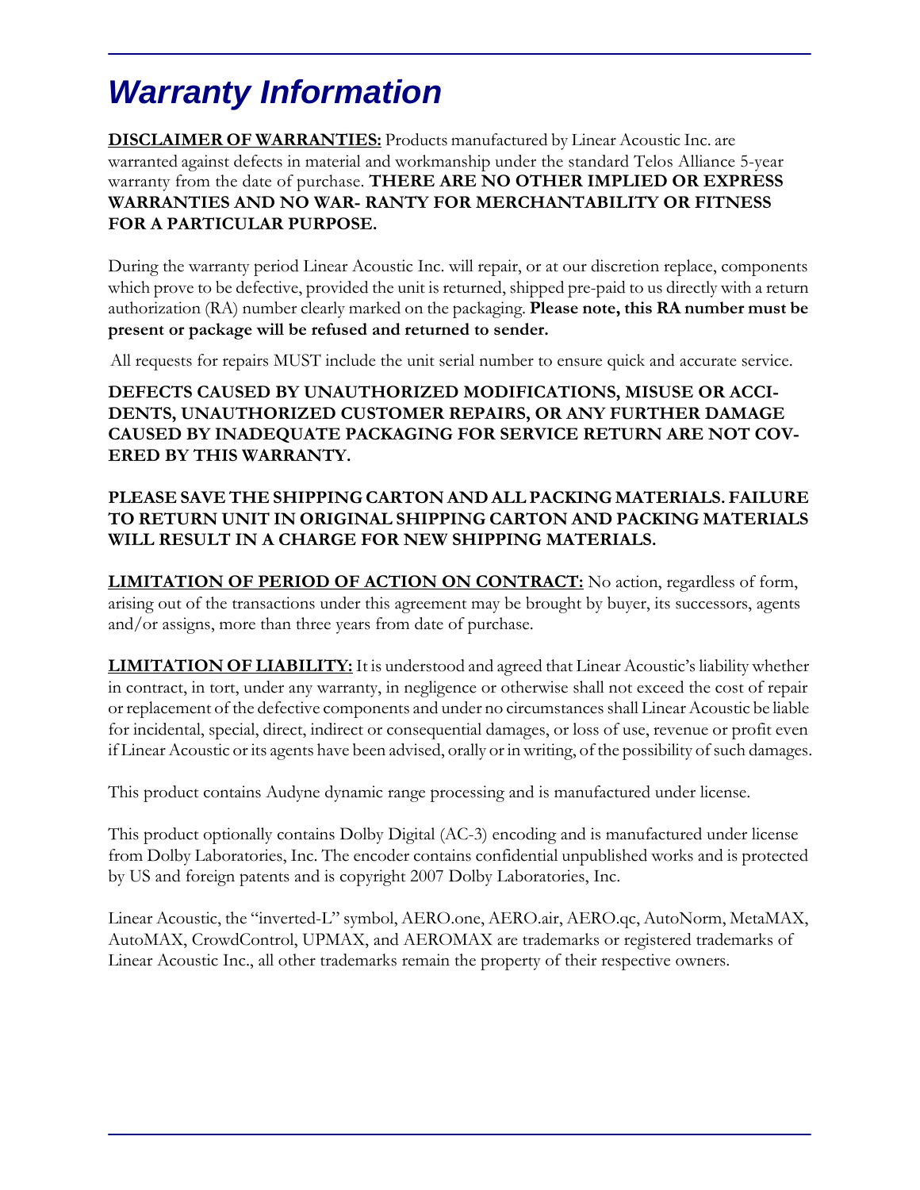# *Warranty Information*

**DISCLAIMER OF WARRANTIES:** Products manufactured by Linear Acoustic Inc. are warranted against defects in material and workmanship under the standard Telos Alliance 5-year warranty from the date of purchase. **THERE ARE NO OTHER IMPLIED OR EXPRESS WARRANTIES AND NO WAR- RANTY FOR MERCHANTABILITY OR FITNESS FOR A PARTICULAR PURPOSE.**

During the warranty period Linear Acoustic Inc. will repair, or at our discretion replace, components which prove to be defective, provided the unit is returned, shipped pre-paid to us directly with a return authorization (RA) number clearly marked on the packaging. **Please note, this RA number must be present or package will be refused and returned to sender.**

All requests for repairs MUST include the unit serial number to ensure quick and accurate service.

**DEFECTS CAUSED BY UNAUTHORIZED MODIFICATIONS, MISUSE OR ACCIDENTS, UNAUTHORIZED CUSTOMER REPAIRS, OR ANY FURTHER DAMAGE CAUSED BY INADEQUATE PACKAGING FOR SERVICE RETURN ARE NOT COVERED BY THIS WARRANTY.**

**PLEASE SAVE THE SHIPPING CARTON AND ALL PACKING MATERIALS. FAILURE TO RETURN UNIT IN ORIGINAL SHIPPING CARTON AND PACKING MATERIALS WILL RESULT IN A CHARGE FOR NEW SHIPPING MATERIALS.**

**LIMITATION OF PERIOD OF ACTION ON CONTRACT:** No action, regardless of form, arising out of the transactions under this agreement may be brought by buyer, its successors, agents and/or assigns, more than three years from date of purchase.

**LIMITATION OF LIABILITY:** It is understood and agreed that Linear Acoustic's liability whether in contract, in tort, under any warranty, in negligence or otherwise shall not exceed the cost of repair or replacement of the defective components and under no circumstances shall Linear Acoustic be liable for incidental, special, direct, indirect or consequential damages, or loss of use, revenue or profit even if Linear Acoustic or its agents have been advised, orally or in writing, of the possibility of such damages.

This product contains Audyne dynamic range processing and is manufactured under license.

This product optionally contains Dolby Digital (AC-3) encoding and is manufactured under license from Dolby Laboratories, Inc. The encoder contains confidential unpublished works and is protected by US and foreign patents and is copyright 2007 Dolby Laboratories, Inc.

Linear Acoustic, the "inverted-L" symbol, AERO.one, AERO.air, AERO.qc, AutoNorm, MetaMAX, AutoMAX, CrowdControl, UPMAX, and AEROMAX are trademarks or registered trademarks of Linear Acoustic Inc., all other trademarks remain the property of their respective owners.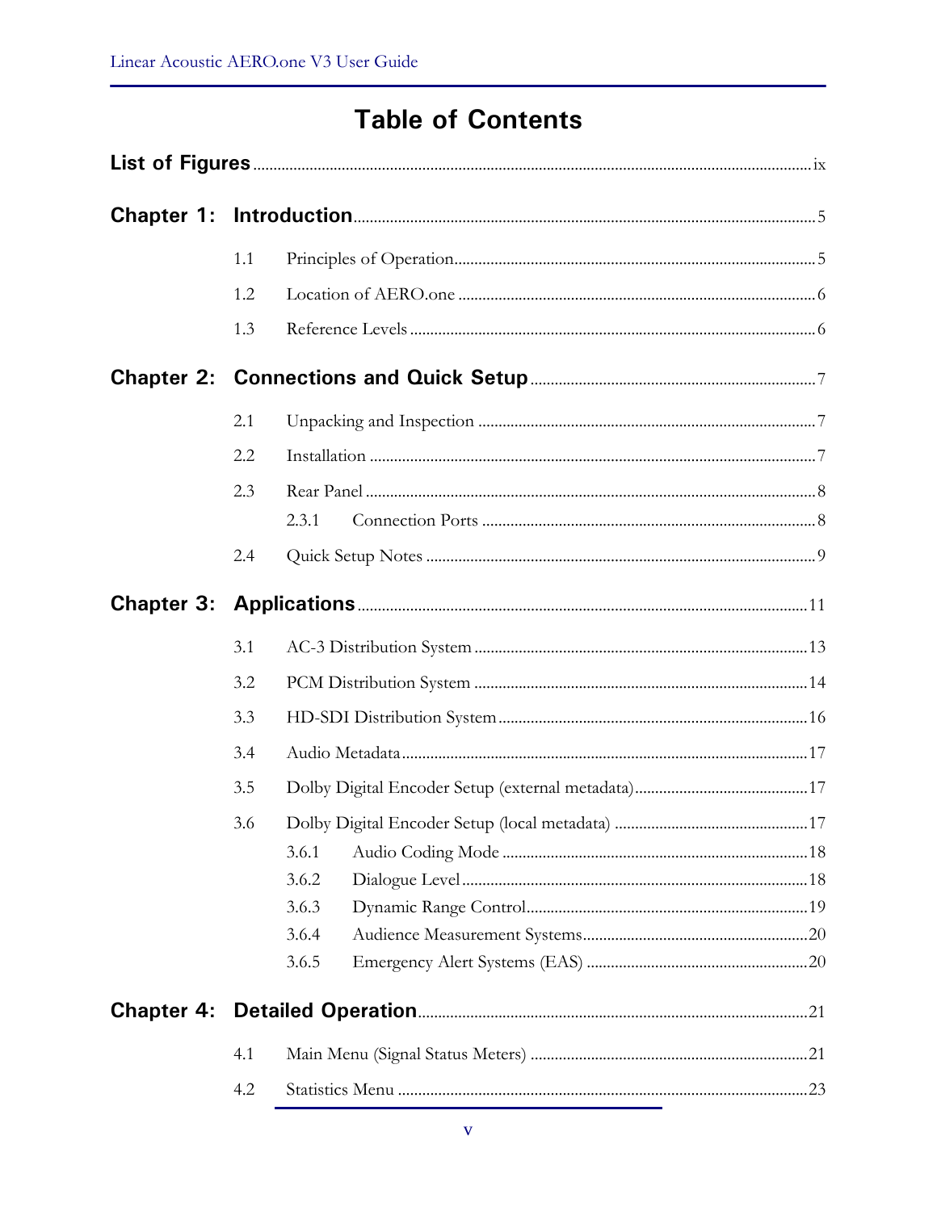# Table of Contents

**List of Figures** ..... ix

**Chapter 1: Introduction** ..... 5

- 1.1 Principles of Operation ..... 5
- 1.2 Location of AERO.one ..... 6
- 1.3 Reference Levels ..... 6

**Chapter 2: Connections and Quick Setup** ..... 7

- 2.1 Unpacking and Inspection ..... 7
- 2.2 Installation ..... 7
- 2.3 Rear Panel ..... 8
  - 2.3.1 Connection Ports ..... 8
- 2.4 Quick Setup Notes ..... 9

**Chapter 3: Applications** ..... 11

- 3.1 AC-3 Distribution System ..... 13
- 3.2 PCM Distribution System ..... 14
- 3.3 HD-SDI Distribution System ..... 16
- 3.4 Audio Metadata ..... 17
- 3.5 Dolby Digital Encoder Setup (external metadata) ..... 17
- 3.6 Dolby Digital Encoder Setup (local metadata) ..... 17
  - 3.6.1 Audio Coding Mode ..... 18
  - 3.6.2 Dialogue Level ..... 18
  - 3.6.3 Dynamic Range Control ..... 19
  - 3.6.4 Audience Measurement Systems ..... 20
  - 3.6.5 Emergency Alert Systems (EAS) ..... 20

**Chapter 4: Detailed Operation** ..... 21

- 4.1 Main Menu (Signal Status Meters) ..... 21
- 4.2 Statistics Menu ..... 23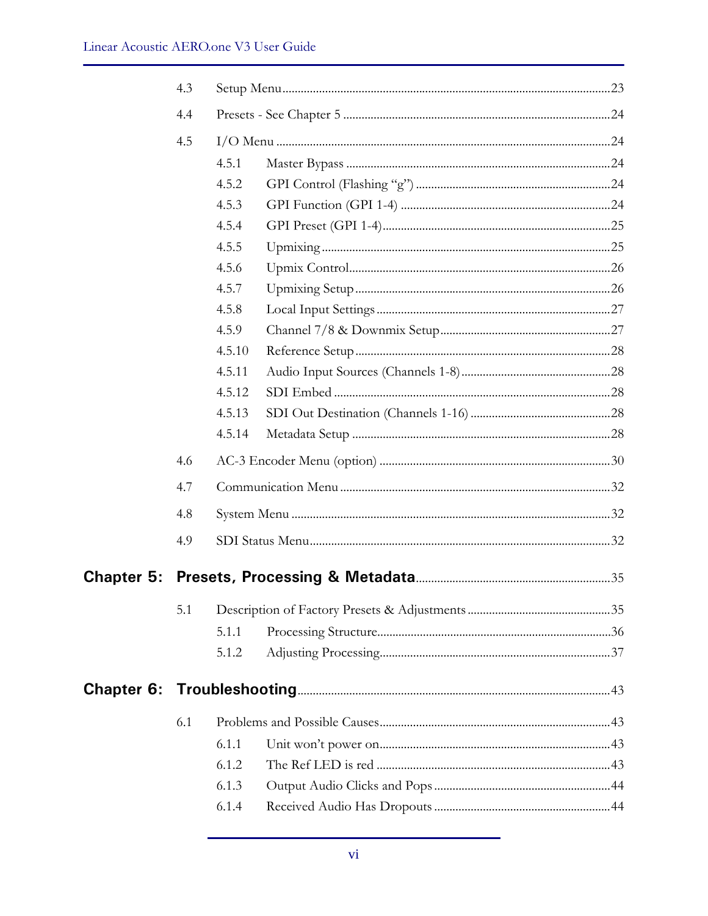4.3 Setup Menu ..... 23

4.4 Presets - See Chapter 5 ..... 24

4.5 I/O Menu ..... 24

- 4.5.1 Master Bypass ..... 24
- 4.5.2 GPI Control (Flashing "g") ..... 24
- 4.5.3 GPI Function (GPI 1-4) ..... 24
- 4.5.4 GPI Preset (GPI 1-4) ..... 25
- 4.5.5 Upmixing ..... 25
- 4.5.6 Upmix Control ..... 26
- 4.5.7 Upmixing Setup ..... 26
- 4.5.8 Local Input Settings ..... 27
- 4.5.9 Channel 7/8 & Downmix Setup ..... 27
- 4.5.10 Reference Setup ..... 28
- 4.5.11 Audio Input Sources (Channels 1-8) ..... 28
- 4.5.12 SDI Embed ..... 28
- 4.5.13 SDI Out Destination (Channels 1-16) ..... 28
- 4.5.14 Metadata Setup ..... 28

4.6 AC-3 Encoder Menu (option) ..... 30

4.7 Communication Menu ..... 32

4.8 System Menu ..... 32

4.9 SDI Status Menu ..... 32

## Chapter 5: Presets, Processing & Metadata ..... 35

5.1 Description of Factory Presets & Adjustments ..... 35

- 5.1.1 Processing Structure ..... 36
- 5.1.2 Adjusting Processing ..... 37

## Chapter 6: Troubleshooting ..... 43

6.1 Problems and Possible Causes ..... 43

- 6.1.1 Unit won't power on ..... 43
- 6.1.2 The Ref LED is red ..... 43
- 6.1.3 Output Audio Clicks and Pops ..... 44
- 6.1.4 Received Audio Has Dropouts ..... 44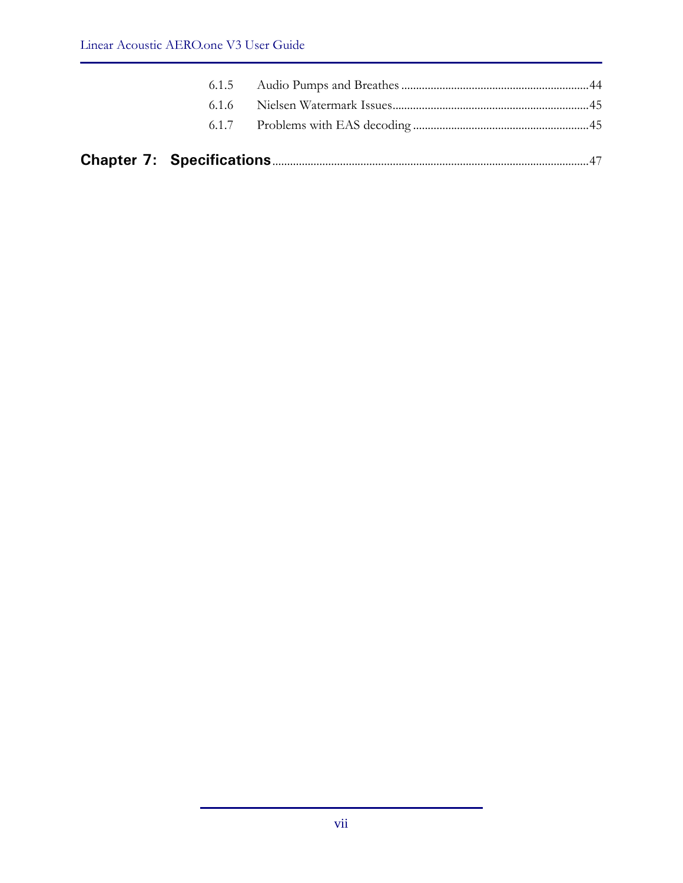6.1.5 Audio Pumps and Breathes ........................................................ 44

6.1.6 Nielsen Watermark Issues ........................................................ 45

6.1.7 Problems with EAS decoding ........................................................ 45

**Chapter 7: Specifications** ........................................................ 47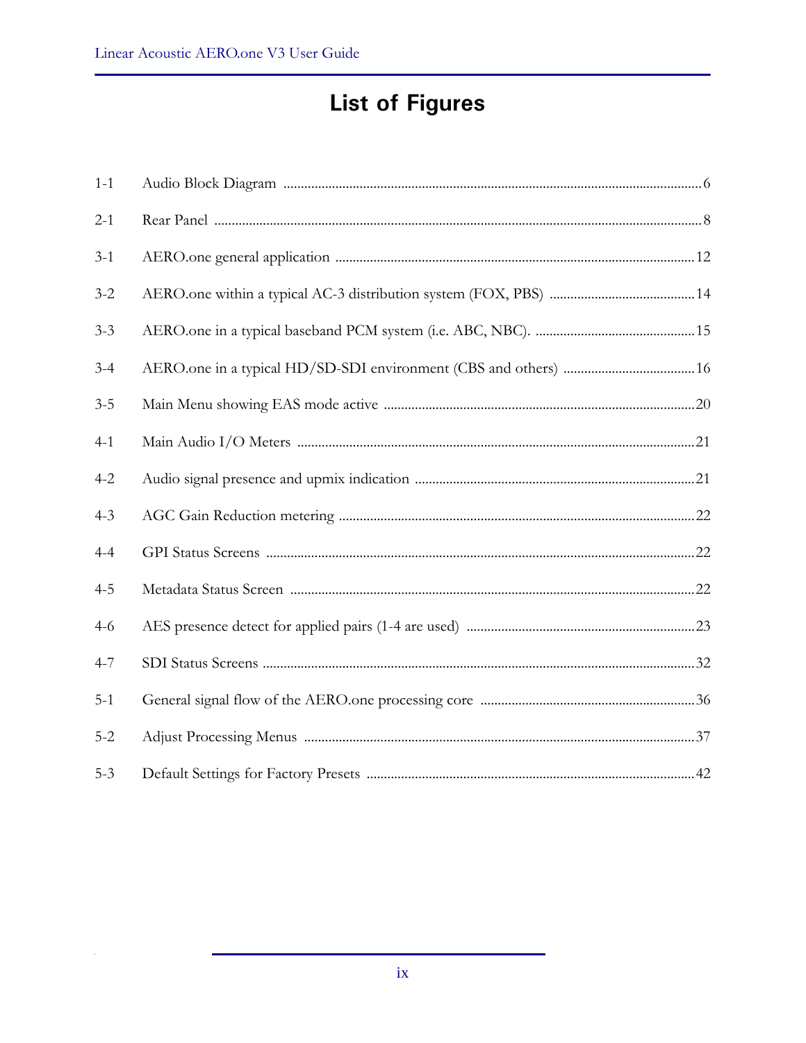# List of Figures

| | | |
|---|---|---|
| 1-1 | Audio Block Diagram | 6 |
| 2-1 | Rear Panel | 8 |
| 3-1 | AERO.one general application | 12 |
| 3-2 | AERO.one within a typical AC-3 distribution system (FOX, PBS) | 14 |
| 3-3 | AERO.one in a typical baseband PCM system (i.e. ABC, NBC). | 15 |
| 3-4 | AERO.one in a typical HD/SD-SDI environment (CBS and others) | 16 |
| 3-5 | Main Menu showing EAS mode active | 20 |
| 4-1 | Main Audio I/O Meters | 21 |
| 4-2 | Audio signal presence and upmix indication | 21 |
| 4-3 | AGC Gain Reduction metering | 22 |
| 4-4 | GPI Status Screens | 22 |
| 4-5 | Metadata Status Screen | 22 |
| 4-6 | AES presence detect for applied pairs (1-4 are used) | 23 |
| 4-7 | SDI Status Screens | 32 |
| 5-1 | General signal flow of the AERO.one processing core | 36 |
| 5-2 | Adjust Processing Menus | 37 |
| 5-3 | Default Settings for Factory Presets | 42 |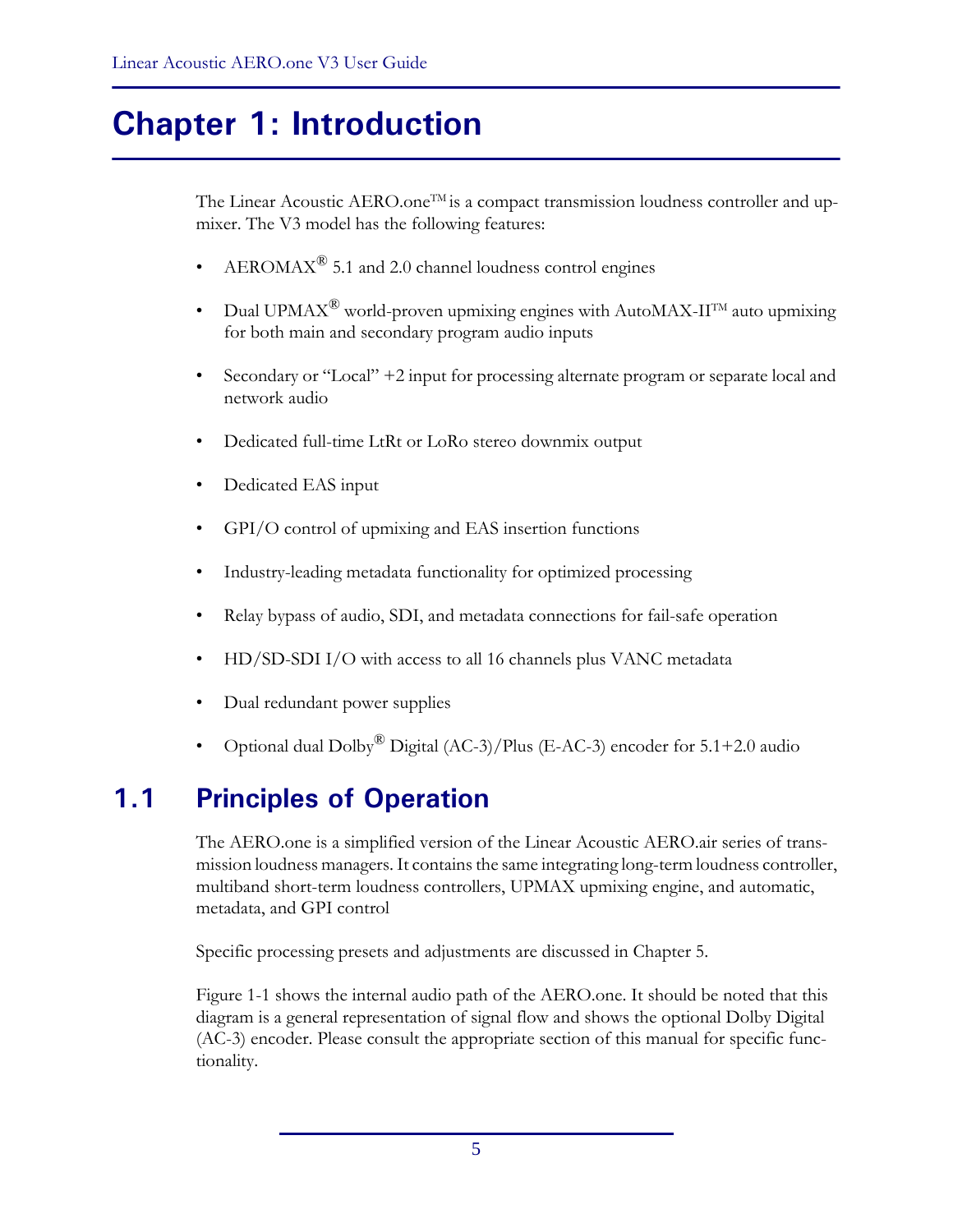# Chapter 1: Introduction

The Linear Acoustic AERO.one™ is a compact transmission loudness controller and upmixer. The V3 model has the following features:

- AEROMAX® 5.1 and 2.0 channel loudness control engines
- Dual UPMAX® world-proven upmixing engines with AutoMAX-II™ auto upmixing for both main and secondary program audio inputs
- Secondary or "Local" +2 input for processing alternate program or separate local and network audio
- Dedicated full-time LtRt or LoRo stereo downmix output
- Dedicated EAS input
- GPI/O control of upmixing and EAS insertion functions
- Industry-leading metadata functionality for optimized processing
- Relay bypass of audio, SDI, and metadata connections for fail-safe operation
- HD/SD-SDI I/O with access to all 16 channels plus VANC metadata
- Dual redundant power supplies
- Optional dual Dolby® Digital (AC-3)/Plus (E-AC-3) encoder for 5.1+2.0 audio

## 1.1 Principles of Operation

The AERO.one is a simplified version of the Linear Acoustic AERO.air series of transmission loudness managers. It contains the same integrating long-term loudness controller, multiband short-term loudness controllers, UPMAX upmixing engine, and automatic, metadata, and GPI control

Specific processing presets and adjustments are discussed in Chapter 5.

Figure 1-1 shows the internal audio path of the AERO.one. It should be noted that this diagram is a general representation of signal flow and shows the optional Dolby Digital (AC-3) encoder. Please consult the appropriate section of this manual for specific functionality.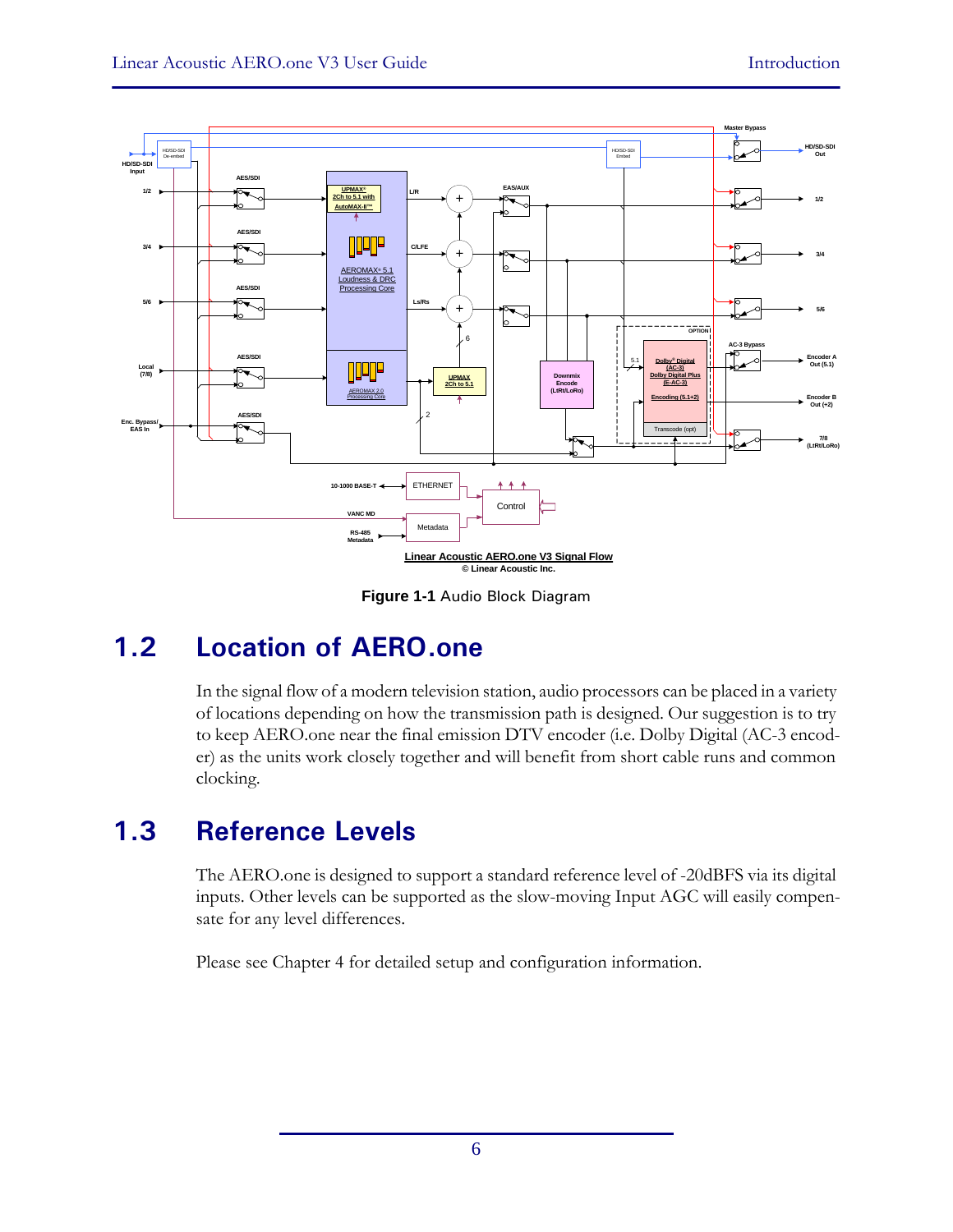Figure 1-1 Audio Block Diagram

## 1.2 Location of AERO.one

In the signal flow of a modern television station, audio processors can be placed in a variety of locations depending on how the transmission path is designed. Our suggestion is to try to keep AERO.one near the final emission DTV encoder (i.e. Dolby Digital (AC-3 encoder) as the units work closely together and will benefit from short cable runs and common clocking.

## 1.3 Reference Levels

The AERO.one is designed to support a standard reference level of -20dBFS via its digital inputs. Other levels can be supported as the slow-moving Input AGC will easily compensate for any level differences.

Please see Chapter 4 for detailed setup and configuration information.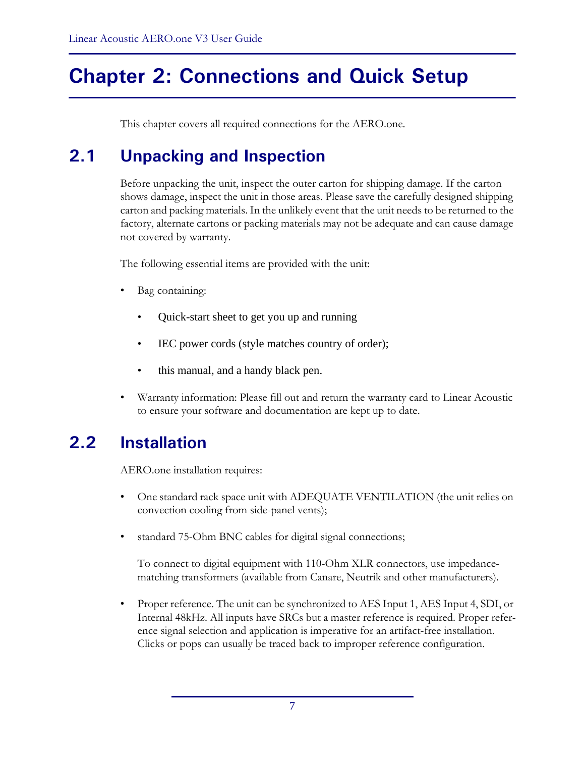# Chapter 2: Connections and Quick Setup

This chapter covers all required connections for the AERO.one.

## 2.1 Unpacking and Inspection

Before unpacking the unit, inspect the outer carton for shipping damage. If the carton shows damage, inspect the unit in those areas. Please save the carefully designed shipping carton and packing materials. In the unlikely event that the unit needs to be returned to the factory, alternate cartons or packing materials may not be adequate and can cause damage not covered by warranty.

The following essential items are provided with the unit:

- Bag containing:
  - Quick-start sheet to get you up and running
  - IEC power cords (style matches country of order);
  - this manual, and a handy black pen.
- Warranty information: Please fill out and return the warranty card to Linear Acoustic to ensure your software and documentation are kept up to date.

## 2.2 Installation

AERO.one installation requires:

- One standard rack space unit with ADEQUATE VENTILATION (the unit relies on convection cooling from side-panel vents);
- standard 75-Ohm BNC cables for digital signal connections;

  To connect to digital equipment with 110-Ohm XLR connectors, use impedance-matching transformers (available from Canare, Neutrik and other manufacturers).
- Proper reference. The unit can be synchronized to AES Input 1, AES Input 4, SDI, or Internal 48kHz. All inputs have SRCs but a master reference is required. Proper reference signal selection and application is imperative for an artifact-free installation. Clicks or pops can usually be traced back to improper reference configuration.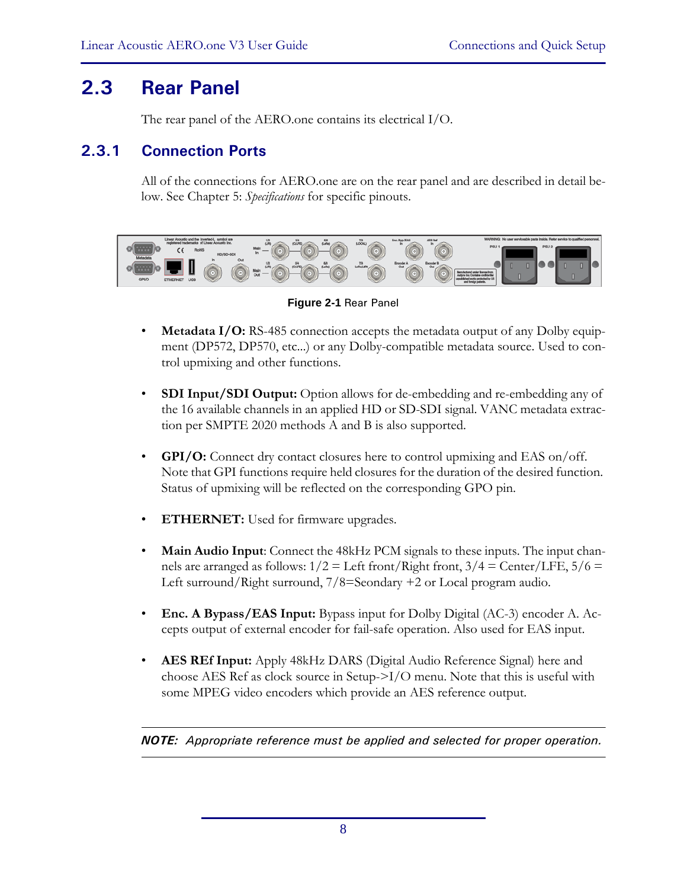## 2.3 Rear Panel

The rear panel of the AERO.one contains its electrical I/O.

### 2.3.1 Connection Ports

All of the connections for AERO.one are on the rear panel and are described in detail below. See Chapter 5: *Specifications* for specific pinouts.

**Figure 2-1** Rear Panel

- **Metadata I/O:** RS-485 connection accepts the metadata output of any Dolby equipment (DP572, DP570, etc...) or any Dolby-compatible metadata source. Used to control upmixing and other functions.

- **SDI Input/SDI Output:** Option allows for de-embedding and re-embedding any of the 16 available channels in an applied HD or SD-SDI signal. VANC metadata extraction per SMPTE 2020 methods A and B is also supported.

- **GPI/O:** Connect dry contact closures here to control upmixing and EAS on/off. Note that GPI functions require held closures for the duration of the desired function. Status of upmixing will be reflected on the corresponding GPO pin.

- **ETHERNET:** Used for firmware upgrades.

- **Main Audio Input**: Connect the 48kHz PCM signals to these inputs. The input channels are arranged as follows: 1/2 = Left front/Right front, 3/4 = Center/LFE, 5/6 = Left surround/Right surround, 7/8=Seondary +2 or Local program audio.

- **Enc. A Bypass/EAS Input:** Bypass input for Dolby Digital (AC-3) encoder A. Accepts output of external encoder for fail-safe operation. Also used for EAS input.

- **AES REf Input:** Apply 48kHz DARS (Digital Audio Reference Signal) here and choose AES Ref as clock source in Setup->I/O menu. Note that this is useful with some MPEG video encoders which provide an AES reference output.

---

***NOTE:*** *Appropriate reference must be applied and selected for proper operation.*

---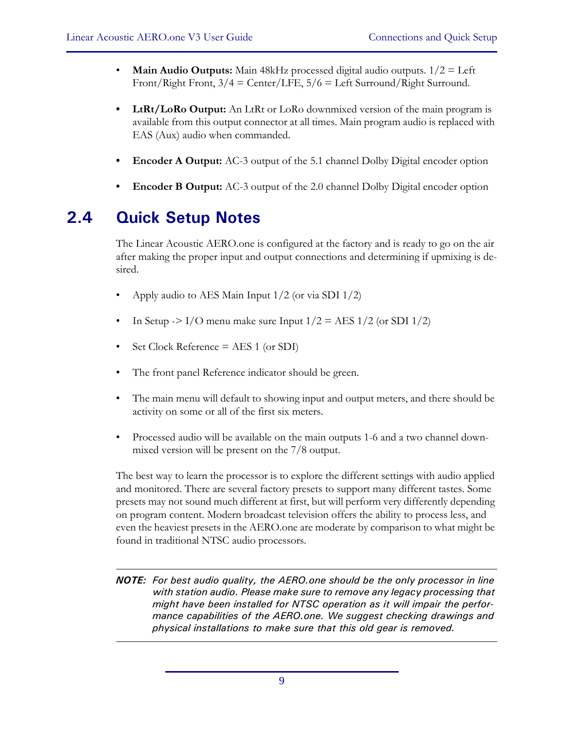- **Main Audio Outputs:** Main 48kHz processed digital audio outputs. 1/2 = Left Front/Right Front, 3/4 = Center/LFE, 5/6 = Left Surround/Right Surround.

- **LtRt/LoRo Output:** An LtRt or LoRo downmixed version of the main program is available from this output connector at all times. Main program audio is replaced with EAS (Aux) audio when commanded.

- **Encoder A Output:** AC-3 output of the 5.1 channel Dolby Digital encoder option

- **Encoder B Output:** AC-3 output of the 2.0 channel Dolby Digital encoder option

## 2.4 Quick Setup Notes

The Linear Acoustic AERO.one is configured at the factory and is ready to go on the air after making the proper input and output connections and determining if upmixing is desired.

- Apply audio to AES Main Input 1/2 (or via SDI 1/2)

- In Setup -> I/O menu make sure Input 1/2 = AES 1/2 (or SDI 1/2)

- Set Clock Reference = AES 1 (or SDI)

- The front panel Reference indicator should be green.

- The main menu will default to showing input and output meters, and there should be activity on some or all of the first six meters.

- Processed audio will be available on the main outputs 1-6 and a two channel downmixed version will be present on the 7/8 output.

The best way to learn the processor is to explore the different settings with audio applied and monitored. There are several factory presets to support many different tastes. Some presets may not sound much different at first, but will perform very differently depending on program content. Modern broadcast television offers the ability to process less, and even the heaviest presets in the AERO.one are moderate by comparison to what might be found in traditional NTSC audio processors.

---

***NOTE:*** *For best audio quality, the AERO.one should be the only processor in line with station audio. Please make sure to remove any legacy processing that might have been installed for NTSC operation as it will impair the performance capabilities of the AERO.one. We suggest checking drawings and physical installations to make sure that this old gear is removed.*

---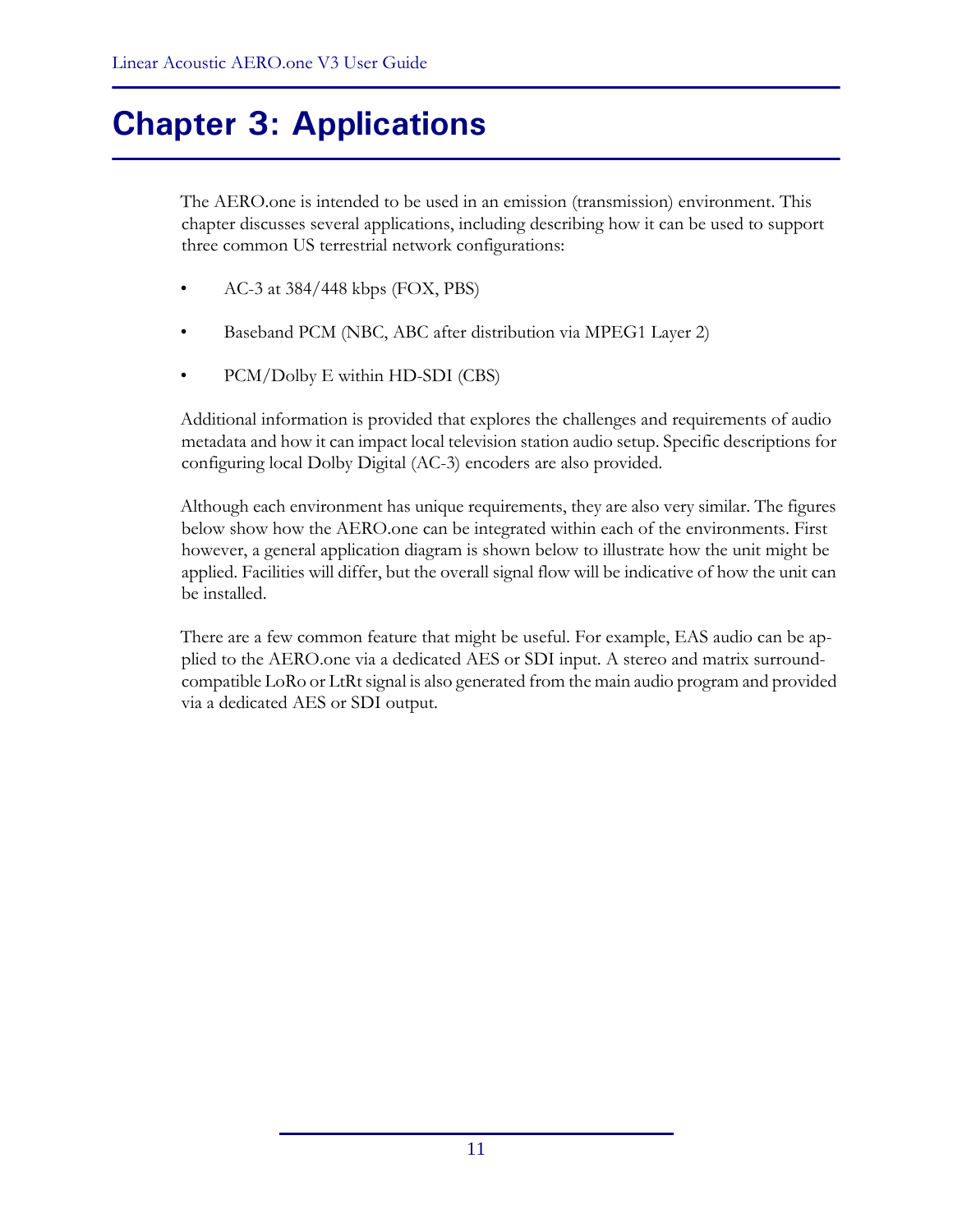# Chapter 3: Applications

The AERO.one is intended to be used in an emission (transmission) environment. This chapter discusses several applications, including describing how it can be used to support three common US terrestrial network configurations:

- AC-3 at 384/448 kbps (FOX, PBS)
- Baseband PCM (NBC, ABC after distribution via MPEG1 Layer 2)
- PCM/Dolby E within HD-SDI (CBS)

Additional information is provided that explores the challenges and requirements of audio metadata and how it can impact local television station audio setup. Specific descriptions for configuring local Dolby Digital (AC-3) encoders are also provided.

Although each environment has unique requirements, they are also very similar. The figures below show how the AERO.one can be integrated within each of the environments. First however, a general application diagram is shown below to illustrate how the unit might be applied. Facilities will differ, but the overall signal flow will be indicative of how the unit can be installed.

There are a few common feature that might be useful. For example, EAS audio can be applied to the AERO.one via a dedicated AES or SDI input. A stereo and matrix surround-compatible LoRo or LtRt signal is also generated from the main audio program and provided via a dedicated AES or SDI output.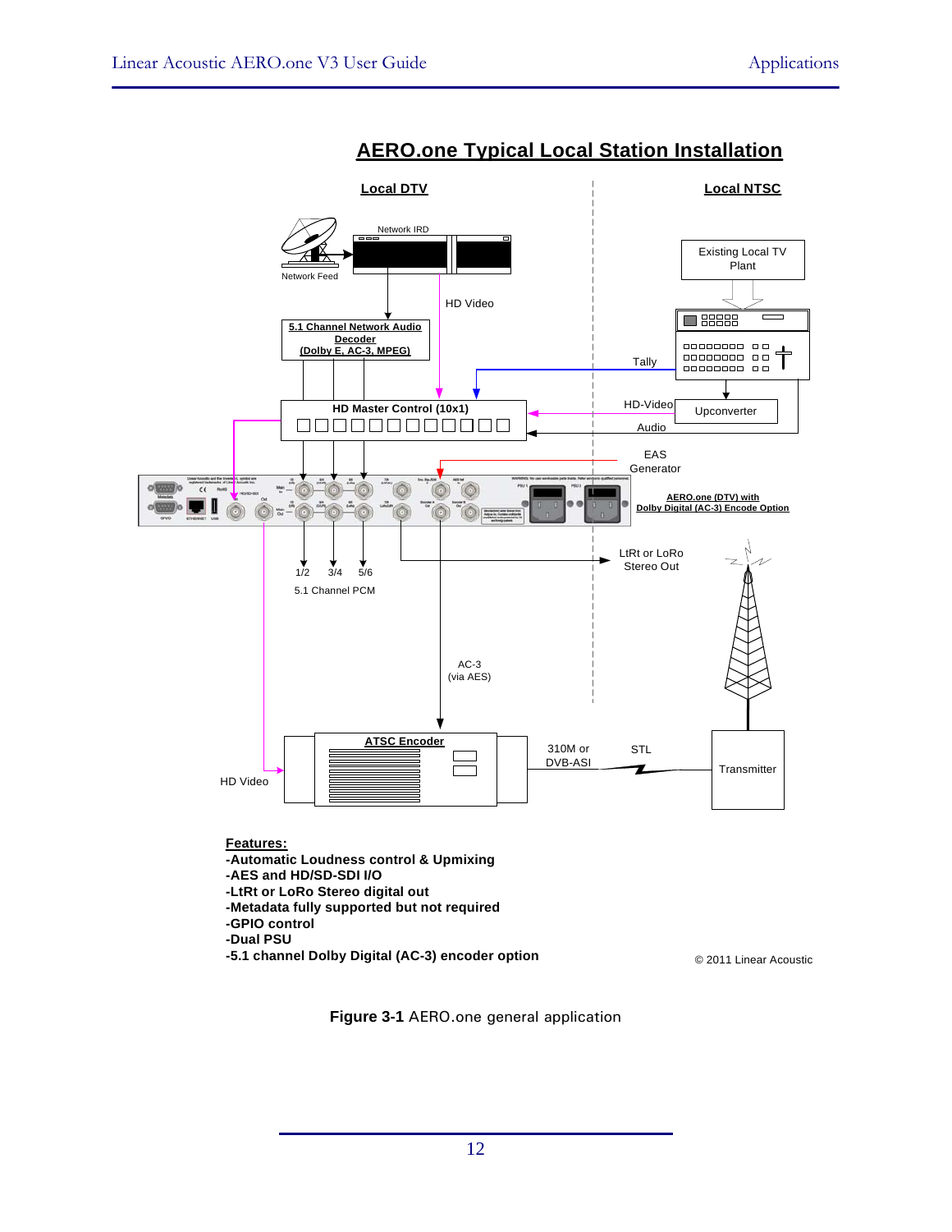## AERO.one Typical Local Station Installation

**Local DTV** | **Local NTSC**

Network IRD

Network Feed

HD Video

5.1 Channel Network Audio Decoder (Dolby E, AC-3, MPEG)

Existing Local TV Plant

Tally

HD Master Control (10x1)

HD-Video

Upconverter

Audio

EAS Generator

AERO.one (DTV) with Dolby Digital (AC-3) Encode Option

LtRt or LoRo Stereo Out

1/2 3/4 5/6

5.1 Channel PCM

AC-3 (via AES)

ATSC Encoder

310M or DVB-ASI

STL

Transmitter

HD Video

**Features:**

**-Automatic Loudness control & Upmixing**
**-AES and HD/SD-SDI I/O**
**-LtRt or LoRo Stereo digital out**
**-Metadata fully supported but not required**
**-GPIO control**
**-Dual PSU**
**-5.1 channel Dolby Digital (AC-3) encoder option**

© 2011 Linear Acoustic

**Figure 3-1** AERO.one general application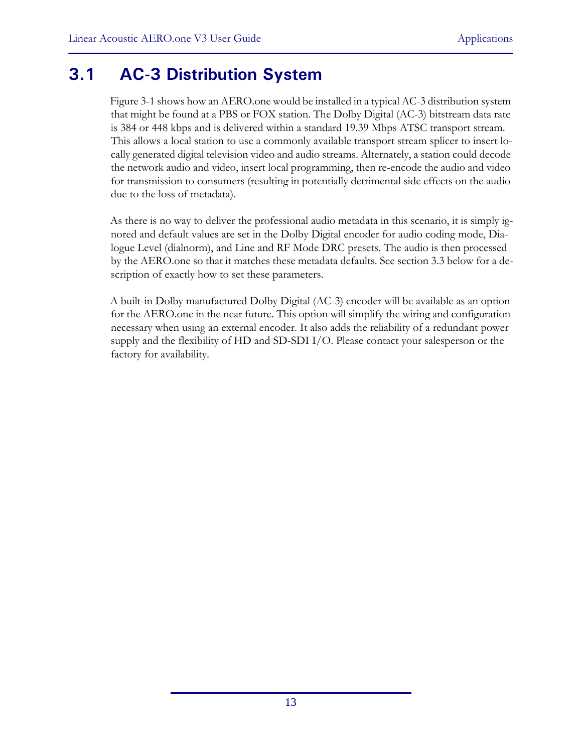## 3.1 AC-3 Distribution System

Figure 3-1 shows how an AERO.one would be installed in a typical AC-3 distribution system that might be found at a PBS or FOX station. The Dolby Digital (AC-3) bitstream data rate is 384 or 448 kbps and is delivered within a standard 19.39 Mbps ATSC transport stream. This allows a local station to use a commonly available transport stream splicer to insert locally generated digital television video and audio streams. Alternately, a station could decode the network audio and video, insert local programming, then re-encode the audio and video for transmission to consumers (resulting in potentially detrimental side effects on the audio due to the loss of metadata).

As there is no way to deliver the professional audio metadata in this scenario, it is simply ignored and default values are set in the Dolby Digital encoder for audio coding mode, Dialogue Level (dialnorm), and Line and RF Mode DRC presets. The audio is then processed by the AERO.one so that it matches these metadata defaults. See section 3.3 below for a description of exactly how to set these parameters.

A built-in Dolby manufactured Dolby Digital (AC-3) encoder will be available as an option for the AERO.one in the near future. This option will simplify the wiring and configuration necessary when using an external encoder. It also adds the reliability of a redundant power supply and the flexibility of HD and SD-SDI I/O. Please contact your salesperson or the factory for availability.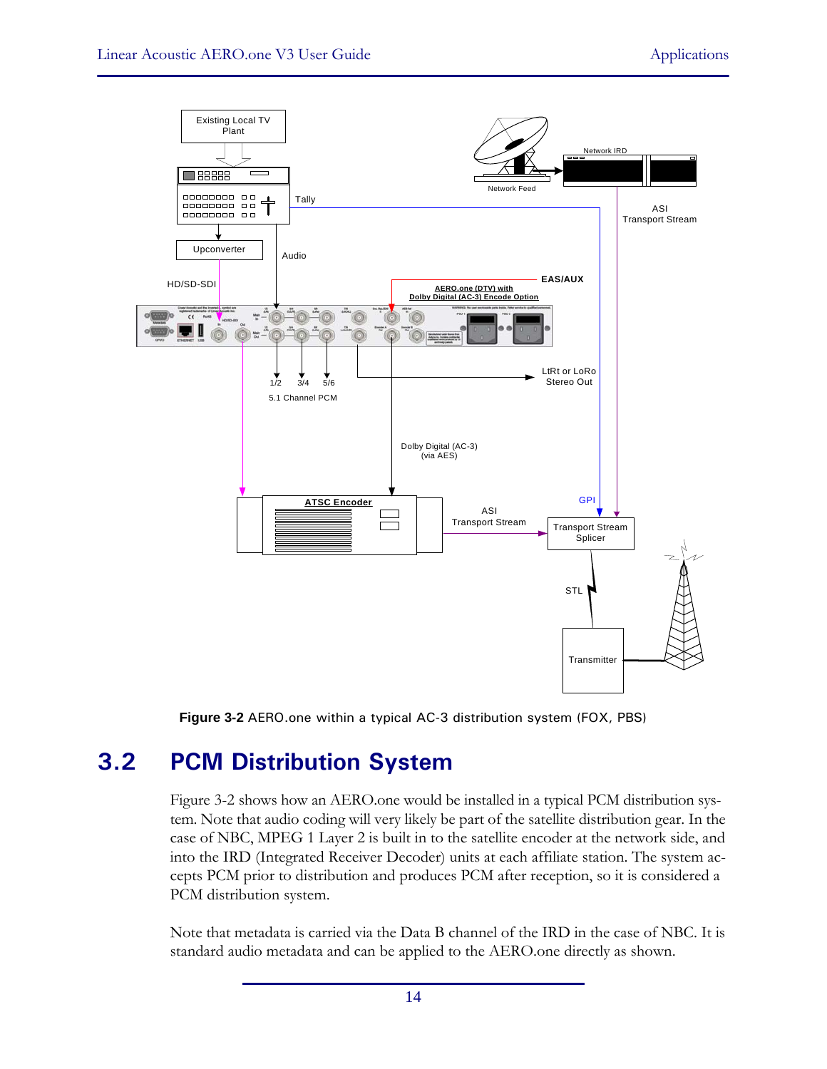**Figure 3-2** AERO.one within a typical AC-3 distribution system (FOX, PBS)

## 3.2 PCM Distribution System

Figure 3-2 shows how an AERO.one would be installed in a typical PCM distribution system. Note that audio coding will very likely be part of the satellite distribution gear. In the case of NBC, MPEG 1 Layer 2 is built in to the satellite encoder at the network side, and into the IRD (Integrated Receiver Decoder) units at each affiliate station. The system accepts PCM prior to distribution and produces PCM after reception, so it is considered a PCM distribution system.

Note that metadata is carried via the Data B channel of the IRD in the case of NBC. It is standard audio metadata and can be applied to the AERO.one directly as shown.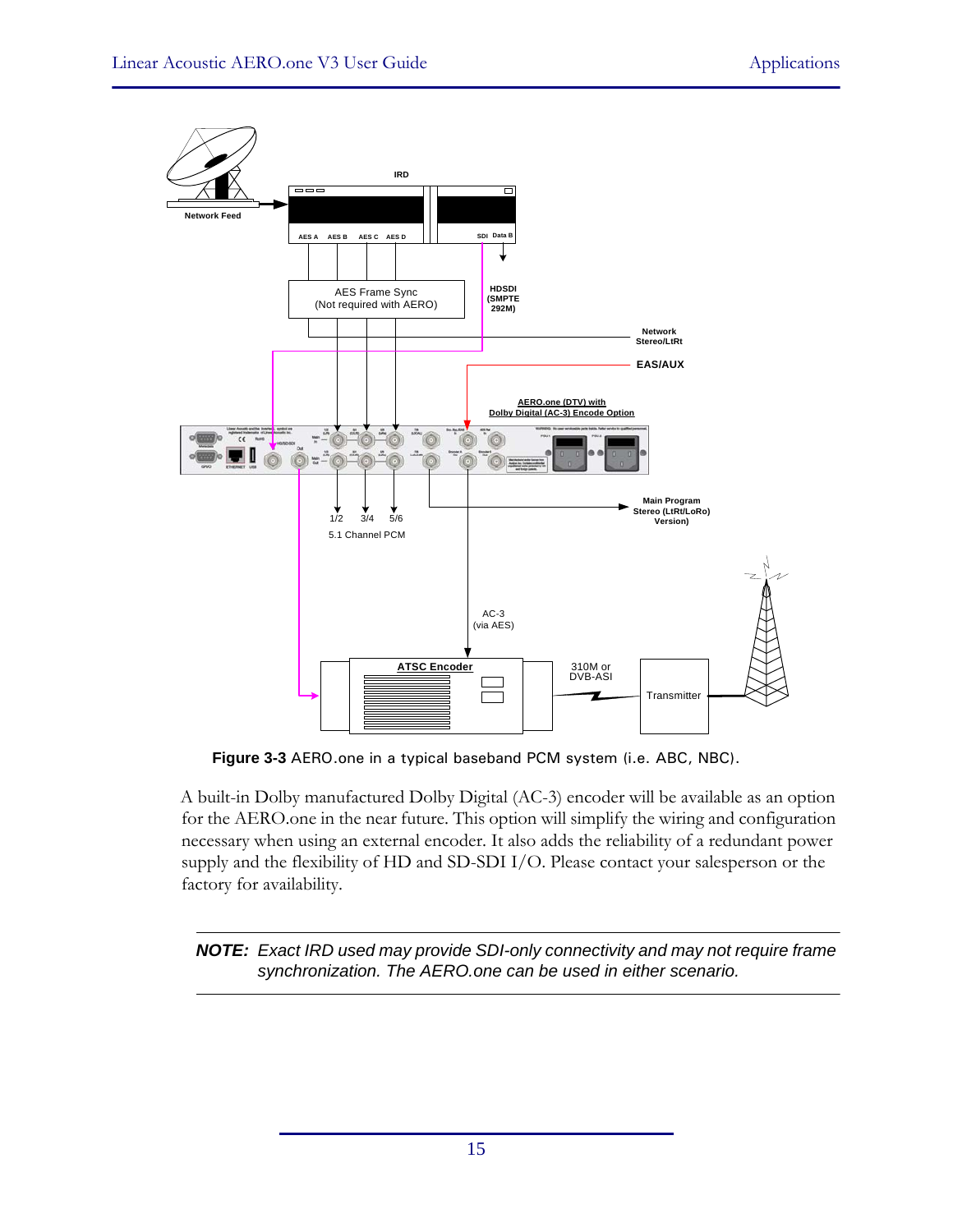**Figure 3-3** AERO.one in a typical baseband PCM system (i.e. ABC, NBC).

A built-in Dolby manufactured Dolby Digital (AC-3) encoder will be available as an option for the AERO.one in the near future. This option will simplify the wiring and configuration necessary when using an external encoder. It also adds the reliability of a redundant power supply and the flexibility of HD and SD-SDI I/O. Please contact your salesperson or the factory for availability.

---

***NOTE:*** *Exact IRD used may provide SDI-only connectivity and may not require frame synchronization. The AERO.one can be used in either scenario.*

---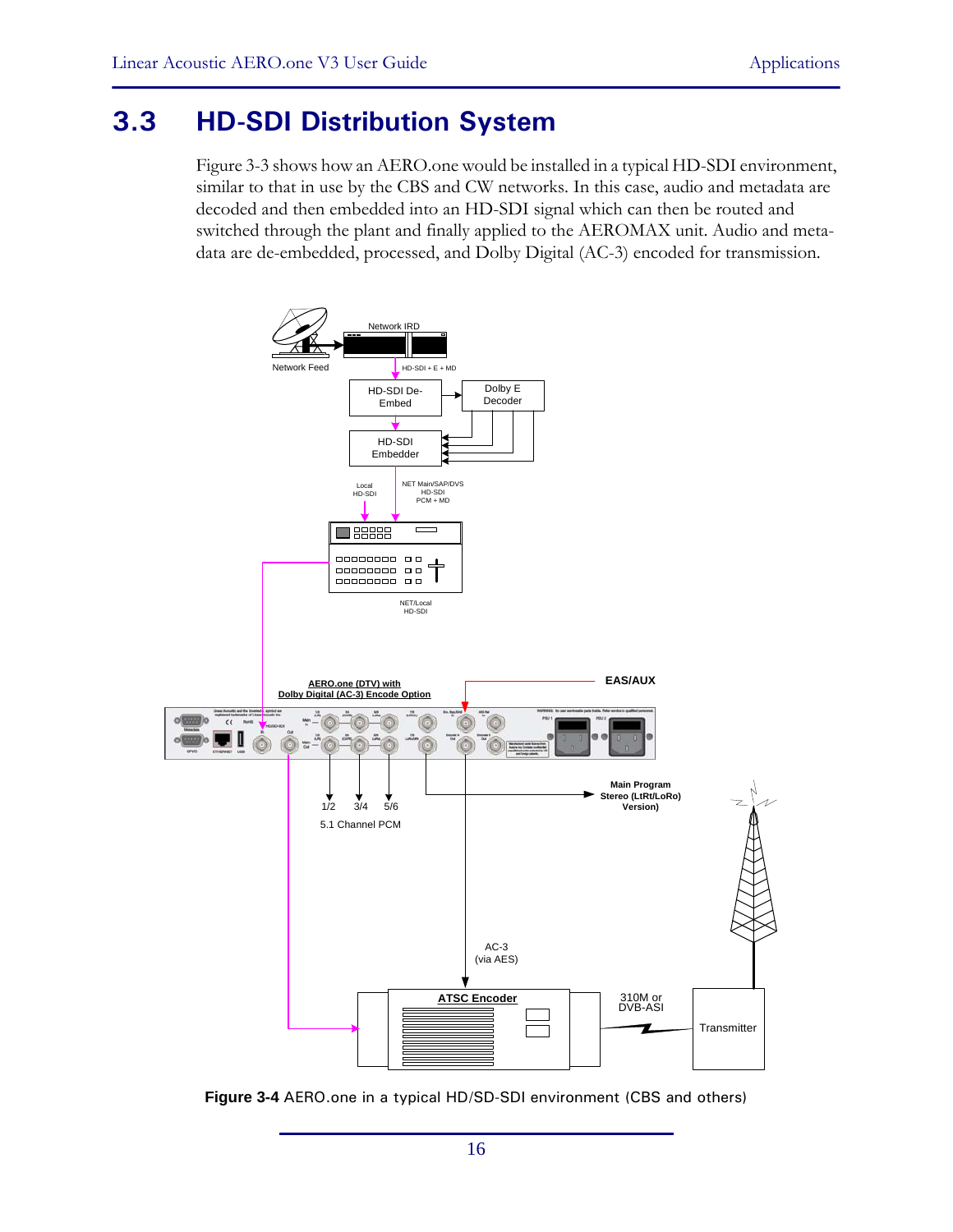## 3.3 HD-SDI Distribution System

Figure 3-3 shows how an AERO.one would be installed in a typical HD-SDI environment, similar to that in use by the CBS and CW networks. In this case, audio and metadata are decoded and then embedded into an HD-SDI signal which can then be routed and switched through the plant and finally applied to the AEROMAX unit. Audio and metadata are de-embedded, processed, and Dolby Digital (AC-3) encoded for transmission.

**Figure 3-4** AERO.one in a typical HD/SD-SDI environment (CBS and others)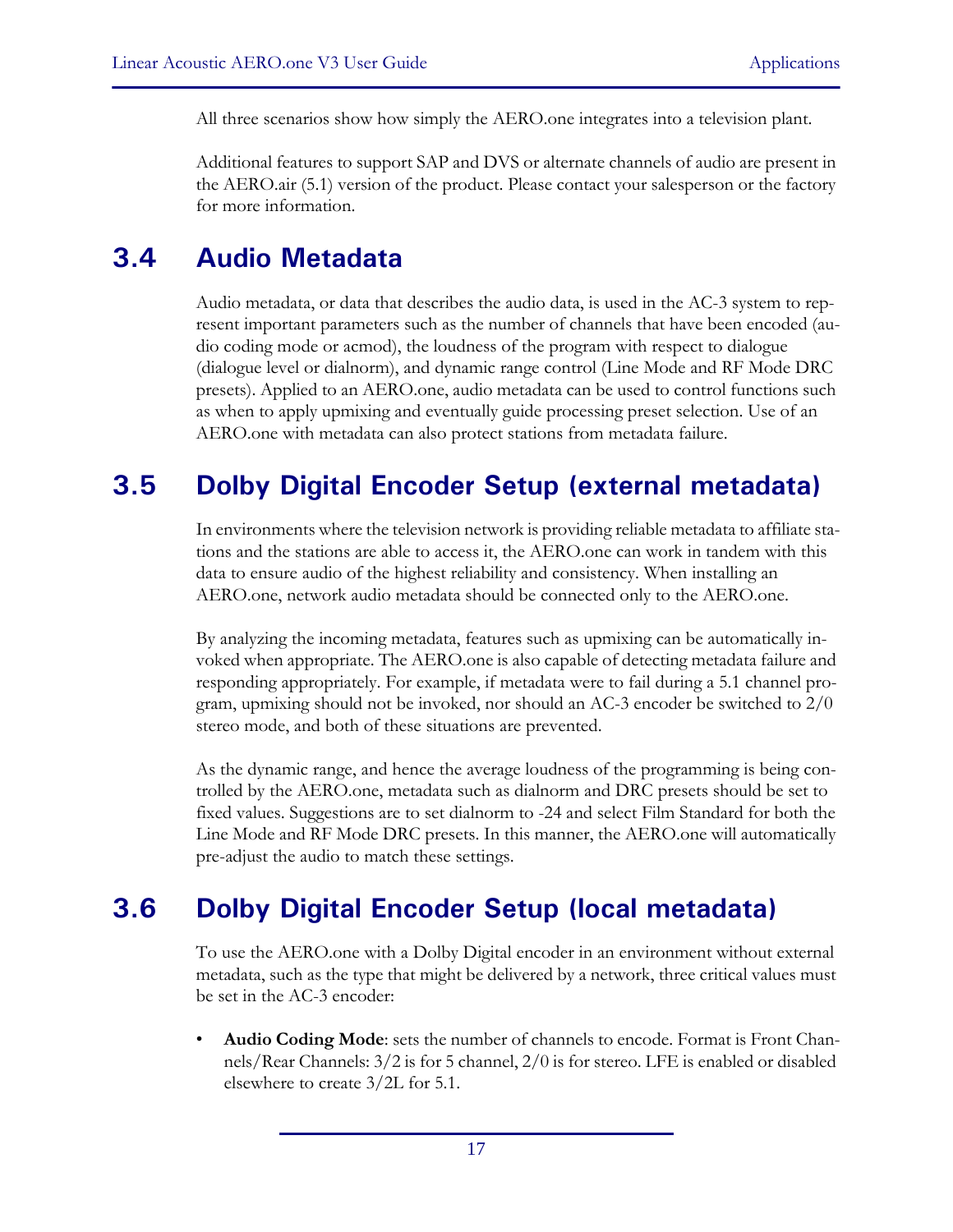All three scenarios show how simply the AERO.one integrates into a television plant.

Additional features to support SAP and DVS or alternate channels of audio are present in the AERO.air (5.1) version of the product. Please contact your salesperson or the factory for more information.

## 3.4 Audio Metadata

Audio metadata, or data that describes the audio data, is used in the AC-3 system to represent important parameters such as the number of channels that have been encoded (audio coding mode or acmod), the loudness of the program with respect to dialogue (dialogue level or dialnorm), and dynamic range control (Line Mode and RF Mode DRC presets). Applied to an AERO.one, audio metadata can be used to control functions such as when to apply upmixing and eventually guide processing preset selection. Use of an AERO.one with metadata can also protect stations from metadata failure.

## 3.5 Dolby Digital Encoder Setup (external metadata)

In environments where the television network is providing reliable metadata to affiliate stations and the stations are able to access it, the AERO.one can work in tandem with this data to ensure audio of the highest reliability and consistency. When installing an AERO.one, network audio metadata should be connected only to the AERO.one.

By analyzing the incoming metadata, features such as upmixing can be automatically invoked when appropriate. The AERO.one is also capable of detecting metadata failure and responding appropriately. For example, if metadata were to fail during a 5.1 channel program, upmixing should not be invoked, nor should an AC-3 encoder be switched to 2/0 stereo mode, and both of these situations are prevented.

As the dynamic range, and hence the average loudness of the programming is being controlled by the AERO.one, metadata such as dialnorm and DRC presets should be set to fixed values. Suggestions are to set dialnorm to -24 and select Film Standard for both the Line Mode and RF Mode DRC presets. In this manner, the AERO.one will automatically pre-adjust the audio to match these settings.

## 3.6 Dolby Digital Encoder Setup (local metadata)

To use the AERO.one with a Dolby Digital encoder in an environment without external metadata, such as the type that might be delivered by a network, three critical values must be set in the AC-3 encoder:

- **Audio Coding Mode**: sets the number of channels to encode. Format is Front Channels/Rear Channels: 3/2 is for 5 channel, 2/0 is for stereo. LFE is enabled or disabled elsewhere to create 3/2L for 5.1.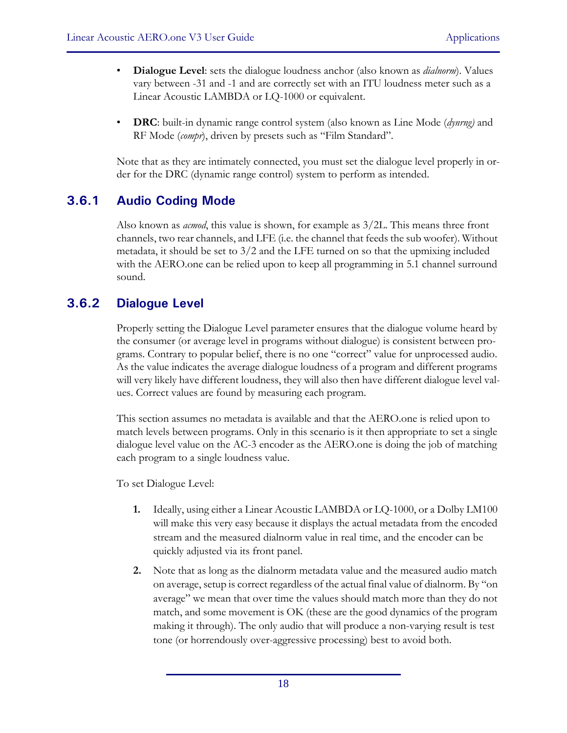- **Dialogue Level**: sets the dialogue loudness anchor (also known as *dialnorm*). Values vary between -31 and -1 and are correctly set with an ITU loudness meter such as a Linear Acoustic LAMBDA or LQ-1000 or equivalent.

- **DRC**: built-in dynamic range control system (also known as Line Mode (*dynrng)* and RF Mode (*compr*), driven by presets such as "Film Standard".

Note that as they are intimately connected, you must set the dialogue level properly in order for the DRC (dynamic range control) system to perform as intended.

### 3.6.1 Audio Coding Mode

Also known as *acmod*, this value is shown, for example as 3/2L. This means three front channels, two rear channels, and LFE (i.e. the channel that feeds the sub woofer). Without metadata, it should be set to 3/2 and the LFE turned on so that the upmixing included with the AERO.one can be relied upon to keep all programming in 5.1 channel surround sound.

### 3.6.2 Dialogue Level

Properly setting the Dialogue Level parameter ensures that the dialogue volume heard by the consumer (or average level in programs without dialogue) is consistent between programs. Contrary to popular belief, there is no one "correct" value for unprocessed audio. As the value indicates the average dialogue loudness of a program and different programs will very likely have different loudness, they will also then have different dialogue level values. Correct values are found by measuring each program.

This section assumes no metadata is available and that the AERO.one is relied upon to match levels between programs. Only in this scenario is it then appropriate to set a single dialogue level value on the AC-3 encoder as the AERO.one is doing the job of matching each program to a single loudness value.

To set Dialogue Level:

1. Ideally, using either a Linear Acoustic LAMBDA or LQ-1000, or a Dolby LM100 will make this very easy because it displays the actual metadata from the encoded stream and the measured dialnorm value in real time, and the encoder can be quickly adjusted via its front panel.

2. Note that as long as the dialnorm metadata value and the measured audio match on average, setup is correct regardless of the actual final value of dialnorm. By "on average" we mean that over time the values should match more than they do not match, and some movement is OK (these are the good dynamics of the program making it through). The only audio that will produce a non-varying result is test tone (or horrendously over-aggressive processing) best to avoid both.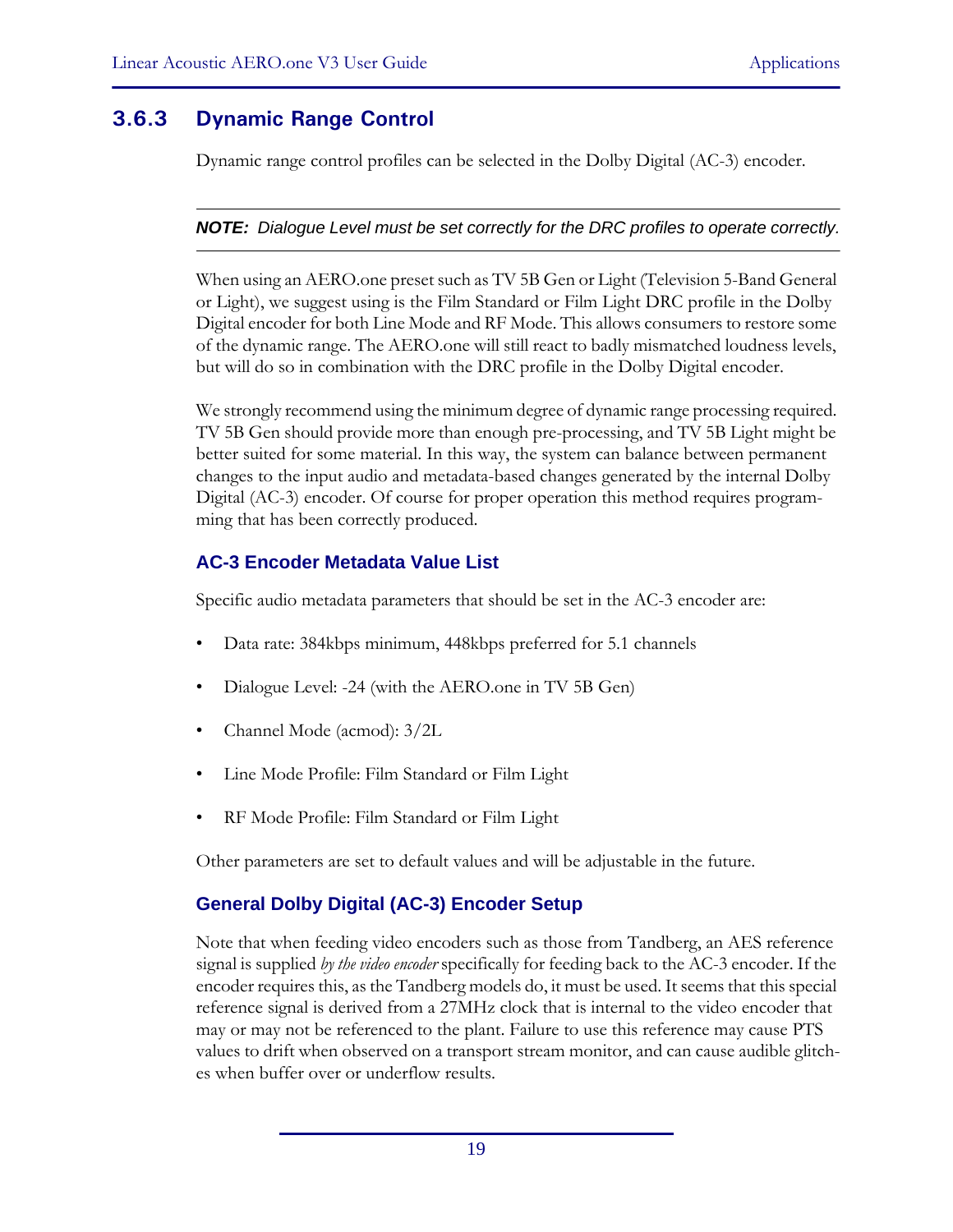### 3.6.3 Dynamic Range Control

Dynamic range control profiles can be selected in the Dolby Digital (AC-3) encoder.

---

***NOTE:*** *Dialogue Level must be set correctly for the DRC profiles to operate correctly.*

---

When using an AERO.one preset such as TV 5B Gen or Light (Television 5-Band General or Light), we suggest using is the Film Standard or Film Light DRC profile in the Dolby Digital encoder for both Line Mode and RF Mode. This allows consumers to restore some of the dynamic range. The AERO.one will still react to badly mismatched loudness levels, but will do so in combination with the DRC profile in the Dolby Digital encoder.

We strongly recommend using the minimum degree of dynamic range processing required. TV 5B Gen should provide more than enough pre-processing, and TV 5B Light might be better suited for some material. In this way, the system can balance between permanent changes to the input audio and metadata-based changes generated by the internal Dolby Digital (AC-3) encoder. Of course for proper operation this method requires programming that has been correctly produced.

#### AC-3 Encoder Metadata Value List

Specific audio metadata parameters that should be set in the AC-3 encoder are:

- Data rate: 384kbps minimum, 448kbps preferred for 5.1 channels
- Dialogue Level: -24 (with the AERO.one in TV 5B Gen)
- Channel Mode (acmod): 3/2L
- Line Mode Profile: Film Standard or Film Light
- RF Mode Profile: Film Standard or Film Light

Other parameters are set to default values and will be adjustable in the future.

#### General Dolby Digital (AC-3) Encoder Setup

Note that when feeding video encoders such as those from Tandberg, an AES reference signal is supplied *by the video encoder* specifically for feeding back to the AC-3 encoder. If the encoder requires this, as the Tandberg models do, it must be used. It seems that this special reference signal is derived from a 27MHz clock that is internal to the video encoder that may or may not be referenced to the plant. Failure to use this reference may cause PTS values to drift when observed on a transport stream monitor, and can cause audible glitches when buffer over or underflow results.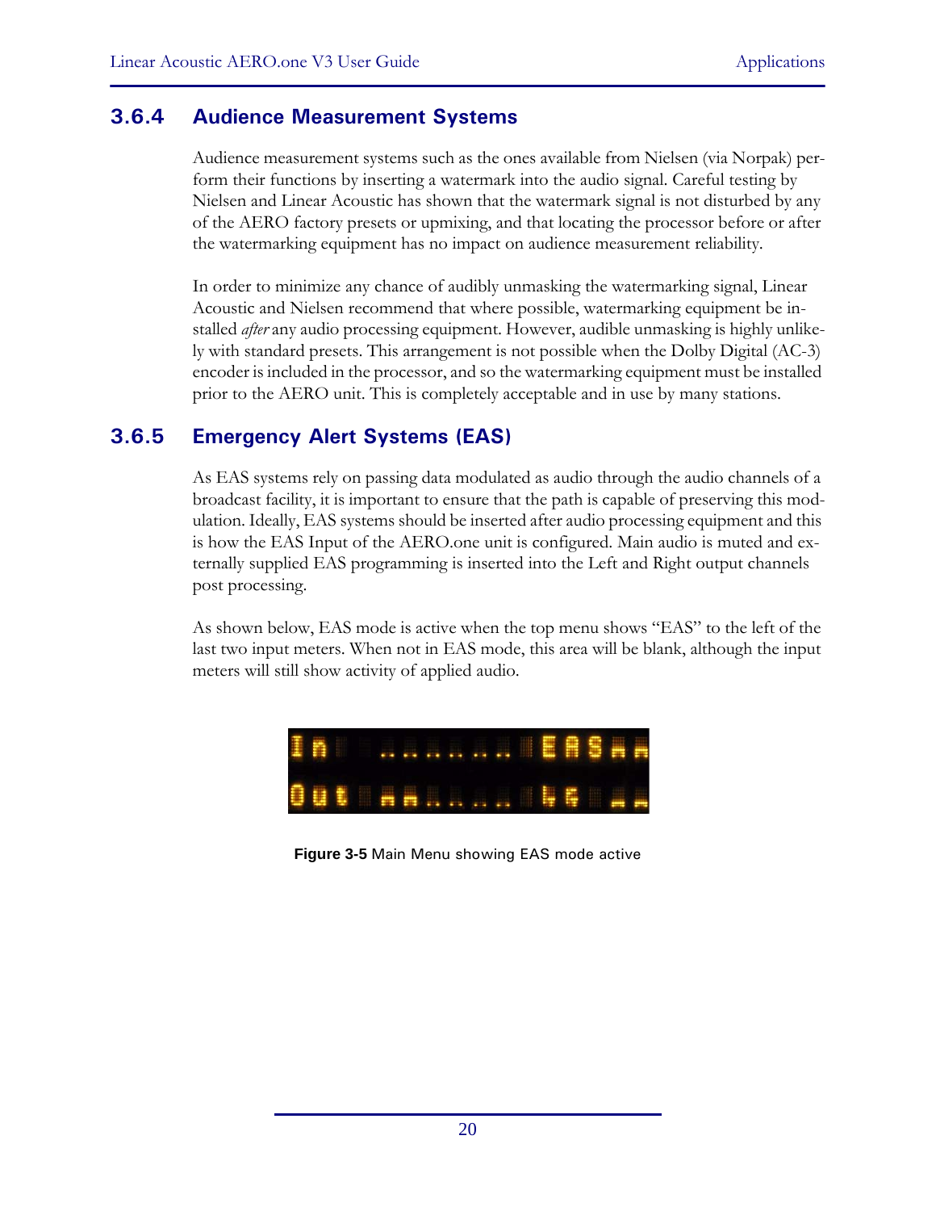### 3.6.4 Audience Measurement Systems

Audience measurement systems such as the ones available from Nielsen (via Norpak) perform their functions by inserting a watermark into the audio signal. Careful testing by Nielsen and Linear Acoustic has shown that the watermark signal is not disturbed by any of the AERO factory presets or upmixing, and that locating the processor before or after the watermarking equipment has no impact on audience measurement reliability.

In order to minimize any chance of audibly unmasking the watermarking signal, Linear Acoustic and Nielsen recommend that where possible, watermarking equipment be installed *after* any audio processing equipment. However, audible unmasking is highly unlikely with standard presets. This arrangement is not possible when the Dolby Digital (AC-3) encoder is included in the processor, and so the watermarking equipment must be installed prior to the AERO unit. This is completely acceptable and in use by many stations.

### 3.6.5 Emergency Alert Systems (EAS)

As EAS systems rely on passing data modulated as audio through the audio channels of a broadcast facility, it is important to ensure that the path is capable of preserving this modulation. Ideally, EAS systems should be inserted after audio processing equipment and this is how the EAS Input of the AERO.one unit is configured. Main audio is muted and externally supplied EAS programming is inserted into the Left and Right output channels post processing.

As shown below, EAS mode is active when the top menu shows “EAS” to the left of the last two input meters. When not in EAS mode, this area will be blank, although the input meters will still show activity of applied audio.

**Figure 3-5** Main Menu showing EAS mode active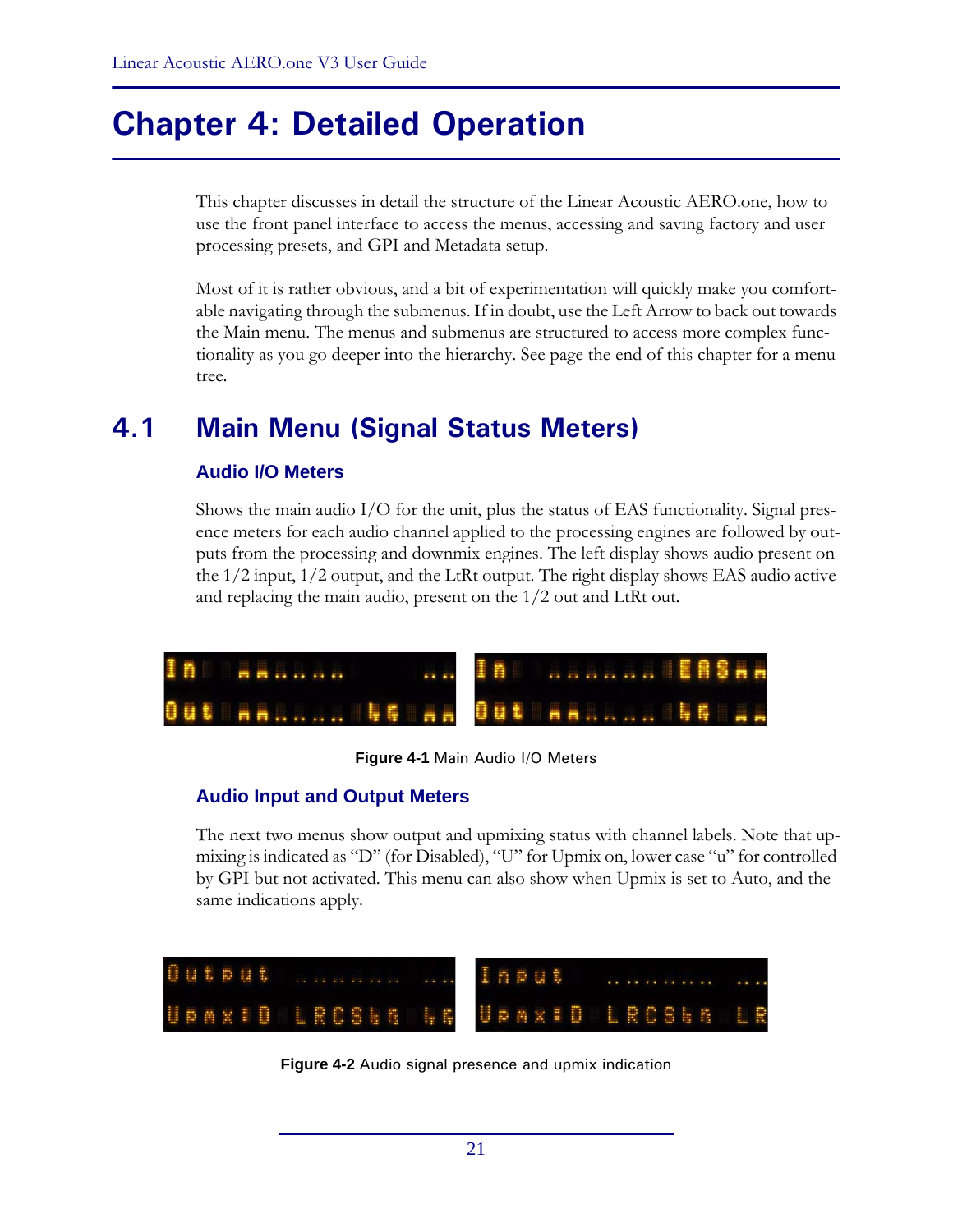# Chapter 4: Detailed Operation

This chapter discusses in detail the structure of the Linear Acoustic AERO.one, how to use the front panel interface to access the menus, accessing and saving factory and user processing presets, and GPI and Metadata setup.

Most of it is rather obvious, and a bit of experimentation will quickly make you comfortable navigating through the submenus. If in doubt, use the Left Arrow to back out towards the Main menu. The menus and submenus are structured to access more complex functionality as you go deeper into the hierarchy. See page the end of this chapter for a menu tree.

## 4.1 Main Menu (Signal Status Meters)

### Audio I/O Meters

Shows the main audio I/O for the unit, plus the status of EAS functionality. Signal presence meters for each audio channel applied to the processing engines are followed by outputs from the processing and downmix engines. The left display shows audio present on the 1/2 input, 1/2 output, and the LtRt output. The right display shows EAS audio active and replacing the main audio, present on the 1/2 out and LtRt out.

**Figure 4-1** Main Audio I/O Meters

### Audio Input and Output Meters

The next two menus show output and upmixing status with channel labels. Note that upmixing is indicated as "D" (for Disabled), "U" for Upmix on, lower case "u" for controlled by GPI but not activated. This menu can also show when Upmix is set to Auto, and the same indications apply.

**Figure 4-2** Audio signal presence and upmix indication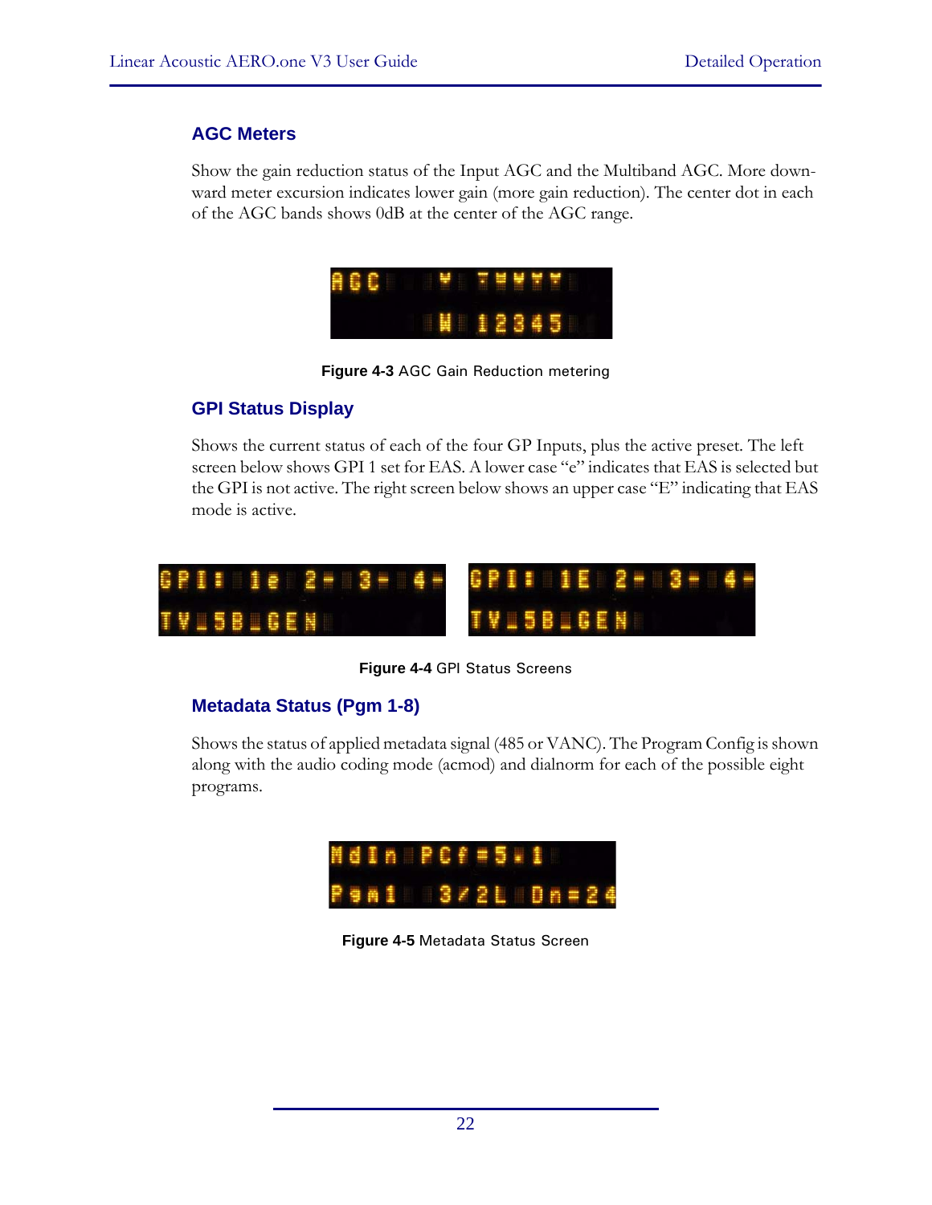## AGC Meters

Show the gain reduction status of the Input AGC and the Multiband AGC. More downward meter excursion indicates lower gain (more gain reduction). The center dot in each of the AGC bands shows 0dB at the center of the AGC range.

**Figure 4-3** AGC Gain Reduction metering

## GPI Status Display

Shows the current status of each of the four GP Inputs, plus the active preset. The left screen below shows GPI 1 set for EAS. A lower case "e" indicates that EAS is selected but the GPI is not active. The right screen below shows an upper case "E" indicating that EAS mode is active.

**Figure 4-4** GPI Status Screens

## Metadata Status (Pgm 1-8)

Shows the status of applied metadata signal (485 or VANC). The Program Config is shown along with the audio coding mode (acmod) and dialnorm for each of the possible eight programs.

**Figure 4-5** Metadata Status Screen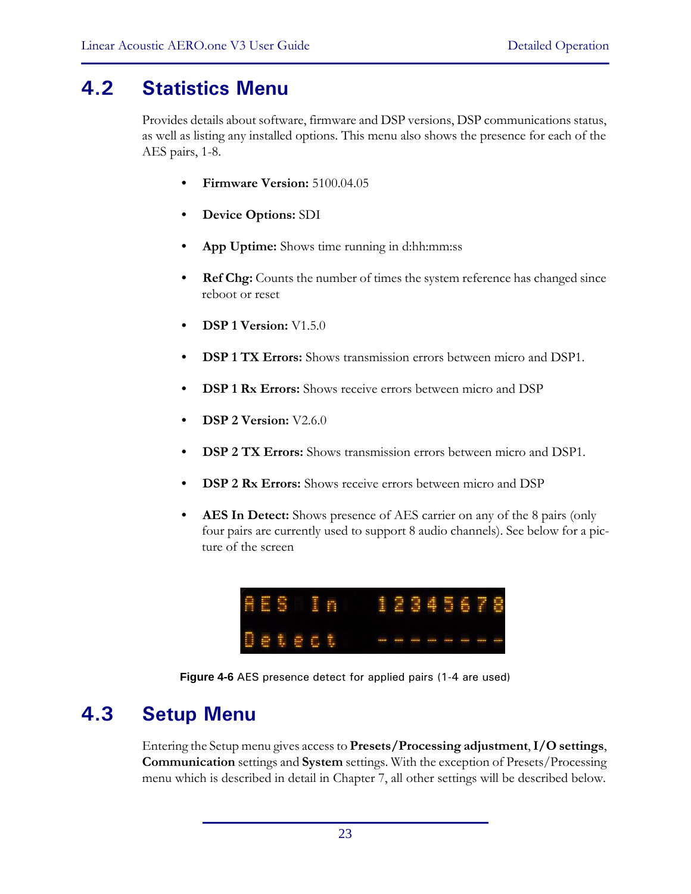## 4.2 Statistics Menu

Provides details about software, firmware and DSP versions, DSP communications status, as well as listing any installed options. This menu also shows the presence for each of the AES pairs, 1-8.

- **Firmware Version:** 5100.04.05
- **Device Options:** SDI
- **App Uptime:** Shows time running in d:hh:mm:ss
- **Ref Chg:** Counts the number of times the system reference has changed since reboot or reset
- **DSP 1 Version:** V1.5.0
- **DSP 1 TX Errors:** Shows transmission errors between micro and DSP1.
- **DSP 1 Rx Errors:** Shows receive errors between micro and DSP
- **DSP 2 Version:** V2.6.0
- **DSP 2 TX Errors:** Shows transmission errors between micro and DSP1.
- **DSP 2 Rx Errors:** Shows receive errors between micro and DSP
- **AES In Detect:** Shows presence of AES carrier on any of the 8 pairs (only four pairs are currently used to support 8 audio channels). See below for a picture of the screen

**Figure 4-6** AES presence detect for applied pairs (1-4 are used)

## 4.3 Setup Menu

Entering the Setup menu gives access to **Presets/Processing adjustment**, **I/O settings**, **Communication** settings and **System** settings. With the exception of Presets/Processing menu which is described in detail in Chapter 7, all other settings will be described below.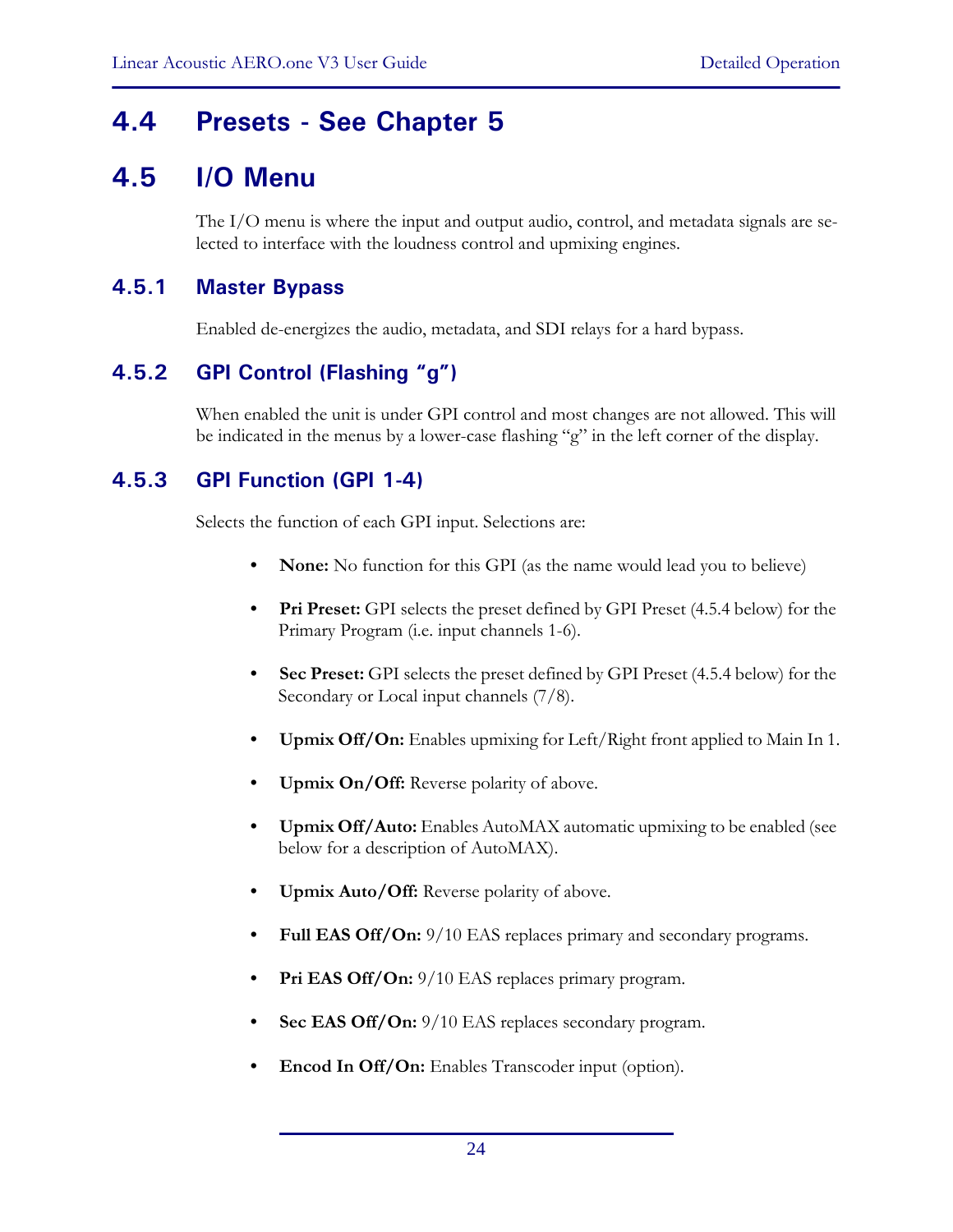## 4.4 Presets - See Chapter 5

## 4.5 I/O Menu

The I/O menu is where the input and output audio, control, and metadata signals are selected to interface with the loudness control and upmixing engines.

### 4.5.1 Master Bypass

Enabled de-energizes the audio, metadata, and SDI relays for a hard bypass.

### 4.5.2 GPI Control (Flashing "g")

When enabled the unit is under GPI control and most changes are not allowed. This will be indicated in the menus by a lower-case flashing "g" in the left corner of the display.

### 4.5.3 GPI Function (GPI 1-4)

Selects the function of each GPI input. Selections are:

- **None:** No function for this GPI (as the name would lead you to believe)
- **Pri Preset:** GPI selects the preset defined by GPI Preset (4.5.4 below) for the Primary Program (i.e. input channels 1-6).
- **Sec Preset:** GPI selects the preset defined by GPI Preset (4.5.4 below) for the Secondary or Local input channels (7/8).
- **Upmix Off/On:** Enables upmixing for Left/Right front applied to Main In 1.
- **Upmix On/Off:** Reverse polarity of above.
- **Upmix Off/Auto:** Enables AutoMAX automatic upmixing to be enabled (see below for a description of AutoMAX).
- **Upmix Auto/Off:** Reverse polarity of above.
- **Full EAS Off/On:** 9/10 EAS replaces primary and secondary programs.
- **Pri EAS Off/On:** 9/10 EAS replaces primary program.
- **Sec EAS Off/On:** 9/10 EAS replaces secondary program.
- **Encod In Off/On:** Enables Transcoder input (option).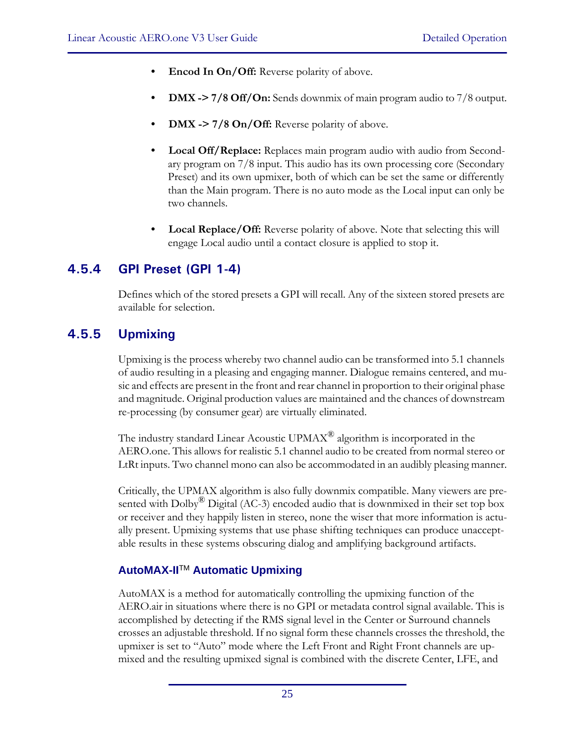- **Encod In On/Off:** Reverse polarity of above.

- **DMX -> 7/8 Off/On:** Sends downmix of main program audio to 7/8 output.

- **DMX -> 7/8 On/Off:** Reverse polarity of above.

- **Local Off/Replace:** Replaces main program audio with audio from Secondary program on 7/8 input. This audio has its own processing core (Secondary Preset) and its own upmixer, both of which can be set the same or differently than the Main program. There is no auto mode as the Local input can only be two channels.

- **Local Replace/Off:** Reverse polarity of above. Note that selecting this will engage Local audio until a contact closure is applied to stop it.

### 4.5.4 GPI Preset (GPI 1-4)

Defines which of the stored presets a GPI will recall. Any of the sixteen stored presets are available for selection.

### 4.5.5 Upmixing

Upmixing is the process whereby two channel audio can be transformed into 5.1 channels of audio resulting in a pleasing and engaging manner. Dialogue remains centered, and music and effects are present in the front and rear channel in proportion to their original phase and magnitude. Original production values are maintained and the chances of downstream re-processing (by consumer gear) are virtually eliminated.

The industry standard Linear Acoustic UPMAX® algorithm is incorporated in the AERO.one. This allows for realistic 5.1 channel audio to be created from normal stereo or LtRt inputs. Two channel mono can also be accommodated in an audibly pleasing manner.

Critically, the UPMAX algorithm is also fully downmix compatible. Many viewers are presented with Dolby® Digital (AC-3) encoded audio that is downmixed in their set top box or receiver and they happily listen in stereo, none the wiser that more information is actually present. Upmixing systems that use phase shifting techniques can produce unacceptable results in these systems obscuring dialog and amplifying background artifacts.

#### AutoMAX-II™ Automatic Upmixing

AutoMAX is a method for automatically controlling the upmixing function of the AERO.air in situations where there is no GPI or metadata control signal available. This is accomplished by detecting if the RMS signal level in the Center or Surround channels crosses an adjustable threshold. If no signal form these channels crosses the threshold, the upmixer is set to “Auto” mode where the Left Front and Right Front channels are upmixed and the resulting upmixed signal is combined with the discrete Center, LFE, and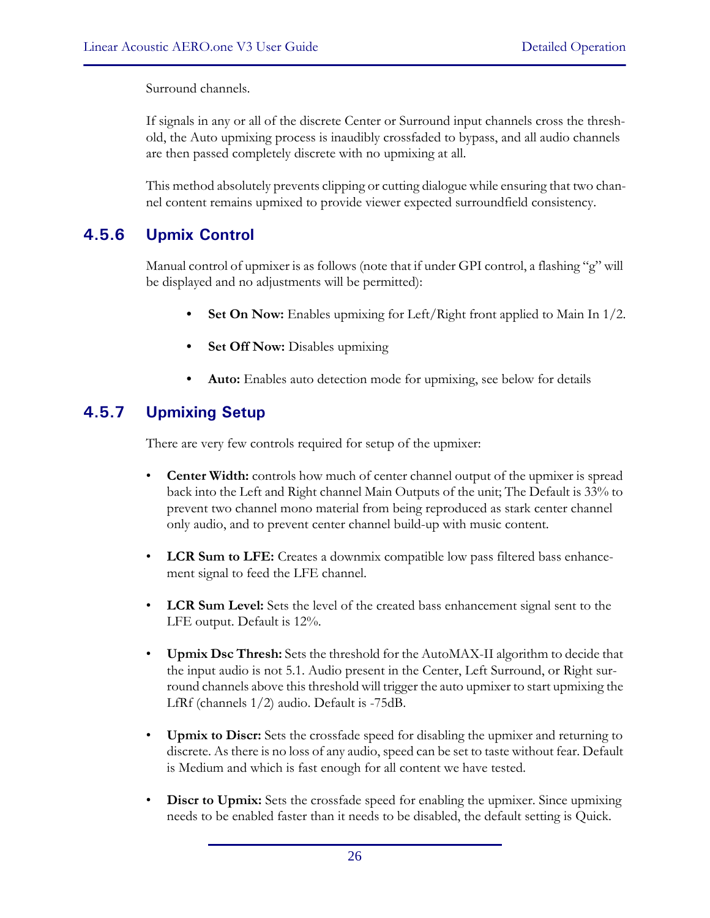Surround channels.

If signals in any or all of the discrete Center or Surround input channels cross the threshold, the Auto upmixing process is inaudibly crossfaded to bypass, and all audio channels are then passed completely discrete with no upmixing at all.

This method absolutely prevents clipping or cutting dialogue while ensuring that two channel content remains upmixed to provide viewer expected surroundfield consistency.

### 4.5.6 Upmix Control

Manual control of upmixer is as follows (note that if under GPI control, a flashing "g" will be displayed and no adjustments will be permitted):

- **Set On Now:** Enables upmixing for Left/Right front applied to Main In 1/2.
- **Set Off Now:** Disables upmixing
- **Auto:** Enables auto detection mode for upmixing, see below for details

### 4.5.7 Upmixing Setup

There are very few controls required for setup of the upmixer:

- **Center Width:** controls how much of center channel output of the upmixer is spread back into the Left and Right channel Main Outputs of the unit; The Default is 33% to prevent two channel mono material from being reproduced as stark center channel only audio, and to prevent center channel build-up with music content.
- **LCR Sum to LFE:** Creates a downmix compatible low pass filtered bass enhancement signal to feed the LFE channel.
- **LCR Sum Level:** Sets the level of the created bass enhancement signal sent to the LFE output. Default is 12%.
- **Upmix Dsc Thresh:** Sets the threshold for the AutoMAX-II algorithm to decide that the input audio is not 5.1. Audio present in the Center, Left Surround, or Right surround channels above this threshold will trigger the auto upmixer to start upmixing the LfRf (channels 1/2) audio. Default is -75dB.
- **Upmix to Discr:** Sets the crossfade speed for disabling the upmixer and returning to discrete. As there is no loss of any audio, speed can be set to taste without fear. Default is Medium and which is fast enough for all content we have tested.
- **Discr to Upmix:** Sets the crossfade speed for enabling the upmixer. Since upmixing needs to be enabled faster than it needs to be disabled, the default setting is Quick.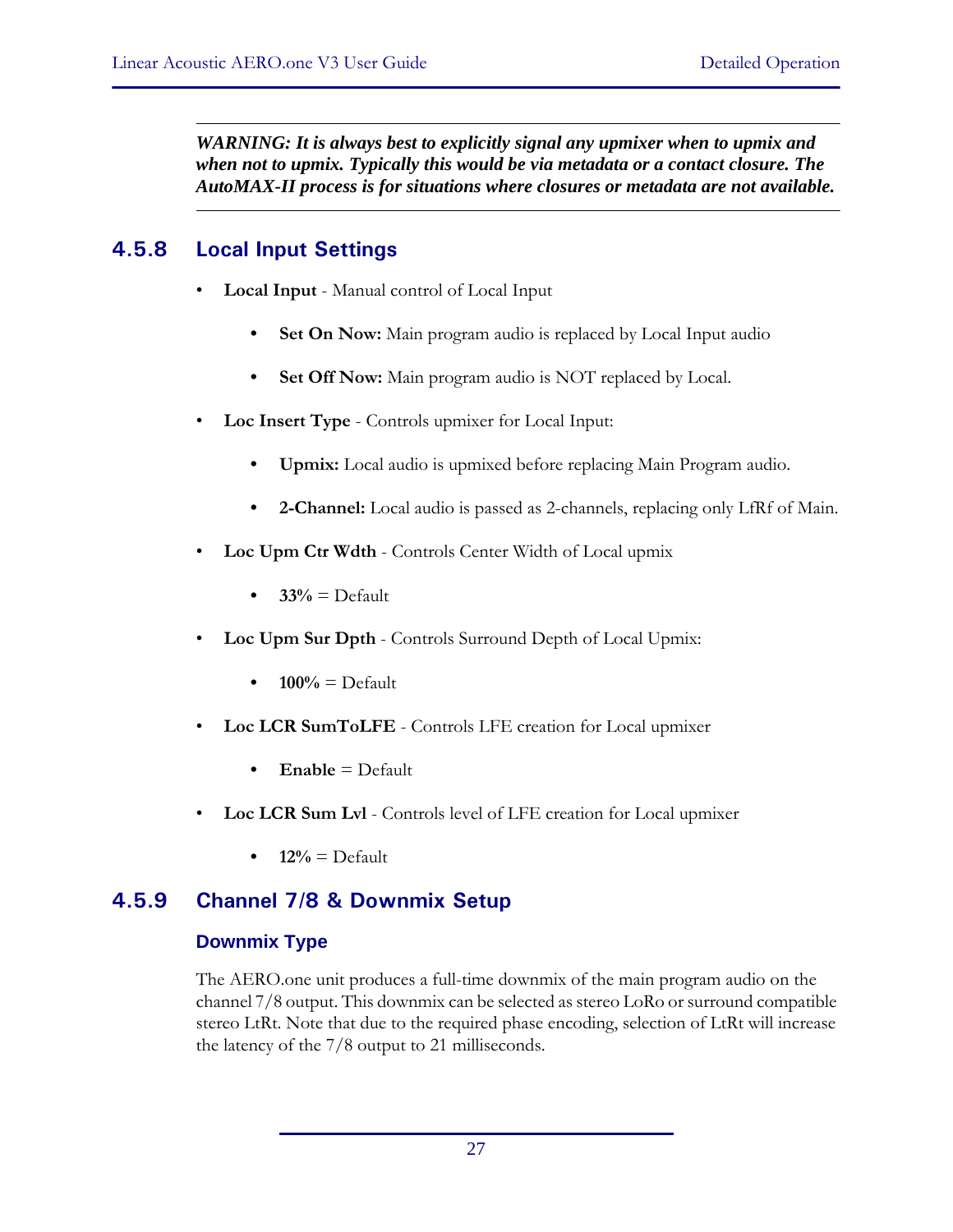---

***WARNING: It is always best to explicitly signal any upmixer when to upmix and when not to upmix. Typically this would be via metadata or a contact closure. The AutoMAX-II process is for situations where closures or metadata are not available.***

---

### 4.5.8 Local Input Settings

- **Local Input** - Manual control of Local Input
  - **Set On Now:** Main program audio is replaced by Local Input audio
  - **Set Off Now:** Main program audio is NOT replaced by Local.
- **Loc Insert Type** - Controls upmixer for Local Input:
  - **Upmix:** Local audio is upmixed before replacing Main Program audio.
  - **2-Channel:** Local audio is passed as 2-channels, replacing only LfRf of Main.
- **Loc Upm Ctr Wdth** - Controls Center Width of Local upmix
  - **33%** = Default
- **Loc Upm Sur Dpth** - Controls Surround Depth of Local Upmix:
  - **100%** = Default
- **Loc LCR SumToLFE** - Controls LFE creation for Local upmixer
  - **Enable** = Default
- **Loc LCR Sum Lvl** - Controls level of LFE creation for Local upmixer
  - **12%** = Default

### 4.5.9 Channel 7/8 & Downmix Setup

#### Downmix Type

The AERO.one unit produces a full-time downmix of the main program audio on the channel 7/8 output. This downmix can be selected as stereo LoRo or surround compatible stereo LtRt. Note that due to the required phase encoding, selection of LtRt will increase the latency of the 7/8 output to 21 milliseconds.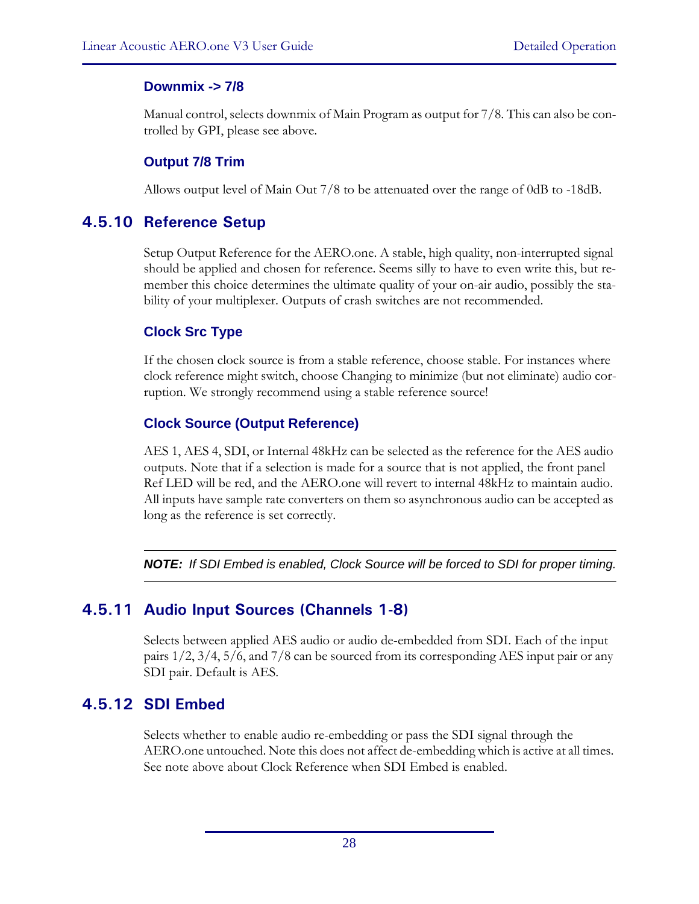#### Downmix -> 7/8

Manual control, selects downmix of Main Program as output for 7/8. This can also be controlled by GPI, please see above.

#### Output 7/8 Trim

Allows output level of Main Out 7/8 to be attenuated over the range of 0dB to -18dB.

### 4.5.10 Reference Setup

Setup Output Reference for the AERO.one. A stable, high quality, non-interrupted signal should be applied and chosen for reference. Seems silly to have to even write this, but remember this choice determines the ultimate quality of your on-air audio, possibly the stability of your multiplexer. Outputs of crash switches are not recommended.

#### Clock Src Type

If the chosen clock source is from a stable reference, choose stable. For instances where clock reference might switch, choose Changing to minimize (but not eliminate) audio corruption. We strongly recommend using a stable reference source!

#### Clock Source (Output Reference)

AES 1, AES 4, SDI, or Internal 48kHz can be selected as the reference for the AES audio outputs. Note that if a selection is made for a source that is not applied, the front panel Ref LED will be red, and the AERO.one will revert to internal 48kHz to maintain audio. All inputs have sample rate converters on them so asynchronous audio can be accepted as long as the reference is set correctly.

---

***NOTE:*** *If SDI Embed is enabled, Clock Source will be forced to SDI for proper timing.*

---

### 4.5.11 Audio Input Sources (Channels 1-8)

Selects between applied AES audio or audio de-embedded from SDI. Each of the input pairs 1/2, 3/4, 5/6, and 7/8 can be sourced from its corresponding AES input pair or any SDI pair. Default is AES.

### 4.5.12 SDI Embed

Selects whether to enable audio re-embedding or pass the SDI signal through the AERO.one untouched. Note this does not affect de-embedding which is active at all times. See note above about Clock Reference when SDI Embed is enabled.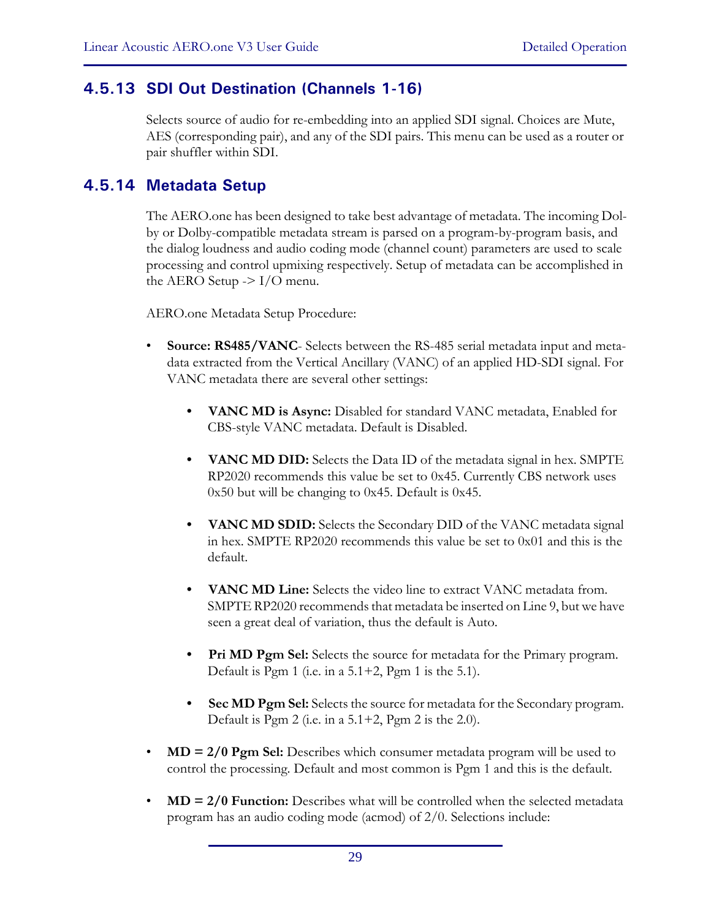### 4.5.13 SDI Out Destination (Channels 1-16)

Selects source of audio for re-embedding into an applied SDI signal. Choices are Mute, AES (corresponding pair), and any of the SDI pairs. This menu can be used as a router or pair shuffler within SDI.

### 4.5.14 Metadata Setup

The AERO.one has been designed to take best advantage of metadata. The incoming Dolby or Dolby-compatible metadata stream is parsed on a program-by-program basis, and the dialog loudness and audio coding mode (channel count) parameters are used to scale processing and control upmixing respectively. Setup of metadata can be accomplished in the AERO Setup -> I/O menu.

AERO.one Metadata Setup Procedure:

- **Source: RS485/VANC**- Selects between the RS-485 serial metadata input and metadata extracted from the Vertical Ancillary (VANC) of an applied HD-SDI signal. For VANC metadata there are several other settings:
    - **VANC MD is Async:** Disabled for standard VANC metadata, Enabled for CBS-style VANC metadata. Default is Disabled.
    - **VANC MD DID:** Selects the Data ID of the metadata signal in hex. SMPTE RP2020 recommends this value be set to 0x45. Currently CBS network uses 0x50 but will be changing to 0x45. Default is 0x45.
    - **VANC MD SDID:** Selects the Secondary DID of the VANC metadata signal in hex. SMPTE RP2020 recommends this value be set to 0x01 and this is the default.
    - **VANC MD Line:** Selects the video line to extract VANC metadata from. SMPTE RP2020 recommends that metadata be inserted on Line 9, but we have seen a great deal of variation, thus the default is Auto.
    - **Pri MD Pgm Sel:** Selects the source for metadata for the Primary program. Default is Pgm 1 (i.e. in a 5.1+2, Pgm 1 is the 5.1).
    - **Sec MD Pgm Sel:** Selects the source for metadata for the Secondary program. Default is Pgm 2 (i.e. in a 5.1+2, Pgm 2 is the 2.0).
- **MD = 2/0 Pgm Sel:** Describes which consumer metadata program will be used to control the processing. Default and most common is Pgm 1 and this is the default.
- **MD = 2/0 Function:** Describes what will be controlled when the selected metadata program has an audio coding mode (acmod) of 2/0. Selections include: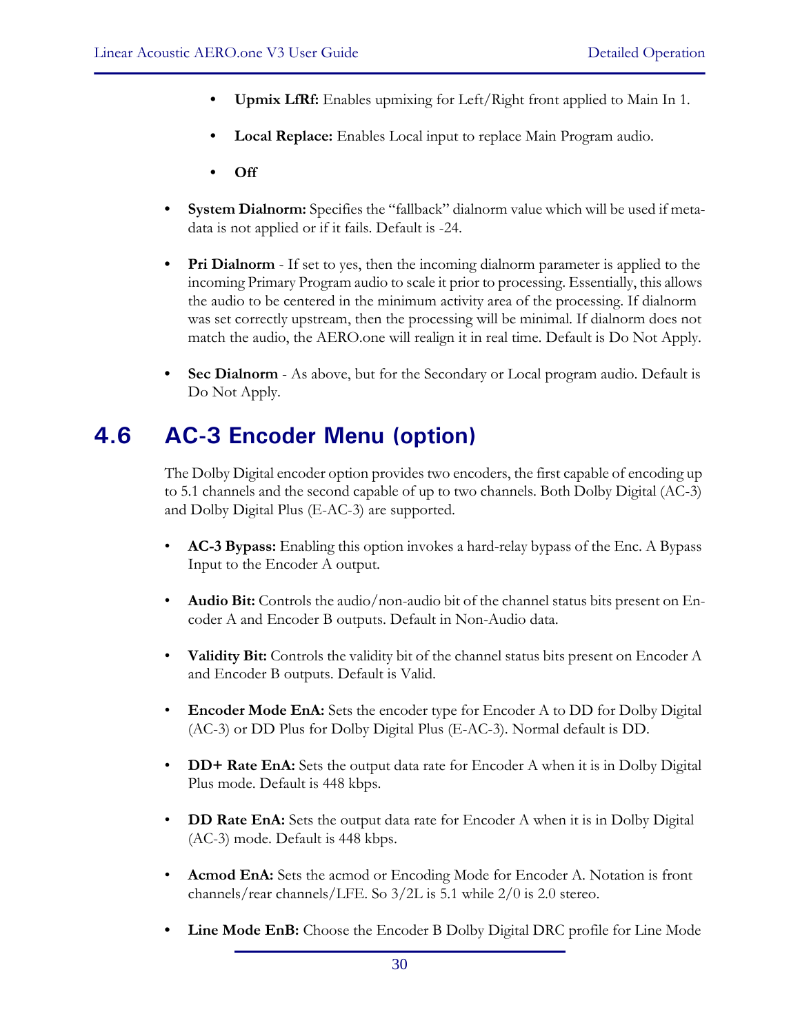- **Upmix LfRf:** Enables upmixing for Left/Right front applied to Main In 1.
  - **Local Replace:** Enables Local input to replace Main Program audio.
  - **Off**

- **System Dialnorm:** Specifies the "fallback" dialnorm value which will be used if metadata is not applied or if it fails. Default is -24.

- **Pri Dialnorm** - If set to yes, then the incoming dialnorm parameter is applied to the incoming Primary Program audio to scale it prior to processing. Essentially, this allows the audio to be centered in the minimum activity area of the processing. If dialnorm was set correctly upstream, then the processing will be minimal. If dialnorm does not match the audio, the AERO.one will realign it in real time. Default is Do Not Apply.

- **Sec Dialnorm** - As above, but for the Secondary or Local program audio. Default is Do Not Apply.

## 4.6 AC-3 Encoder Menu (option)

The Dolby Digital encoder option provides two encoders, the first capable of encoding up to 5.1 channels and the second capable of up to two channels. Both Dolby Digital (AC-3) and Dolby Digital Plus (E-AC-3) are supported.

- **AC-3 Bypass:** Enabling this option invokes a hard-relay bypass of the Enc. A Bypass Input to the Encoder A output.

- **Audio Bit:** Controls the audio/non-audio bit of the channel status bits present on Encoder A and Encoder B outputs. Default in Non-Audio data.

- **Validity Bit:** Controls the validity bit of the channel status bits present on Encoder A and Encoder B outputs. Default is Valid.

- **Encoder Mode EnA:** Sets the encoder type for Encoder A to DD for Dolby Digital (AC-3) or DD Plus for Dolby Digital Plus (E-AC-3). Normal default is DD.

- **DD+ Rate EnA:** Sets the output data rate for Encoder A when it is in Dolby Digital Plus mode. Default is 448 kbps.

- **DD Rate EnA:** Sets the output data rate for Encoder A when it is in Dolby Digital (AC-3) mode. Default is 448 kbps.

- **Acmod EnA:** Sets the acmod or Encoding Mode for Encoder A. Notation is front channels/rear channels/LFE. So 3/2L is 5.1 while 2/0 is 2.0 stereo.

- **Line Mode EnB:** Choose the Encoder B Dolby Digital DRC profile for Line Mode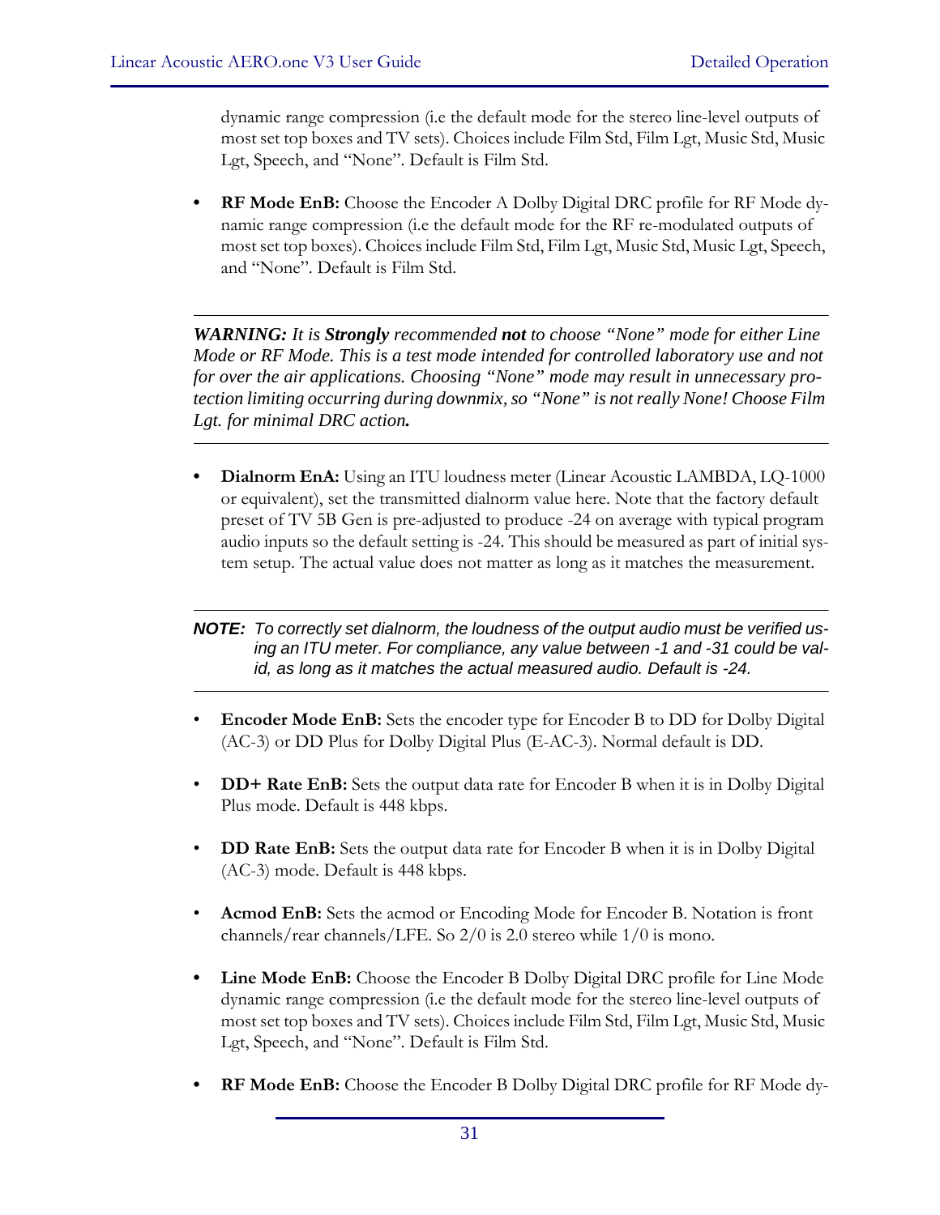dynamic range compression (i.e the default mode for the stereo line-level outputs of most set top boxes and TV sets). Choices include Film Std, Film Lgt, Music Std, Music Lgt, Speech, and "None". Default is Film Std.

- **RF Mode EnB:** Choose the Encoder A Dolby Digital DRC profile for RF Mode dynamic range compression (i.e the default mode for the RF re-modulated outputs of most set top boxes). Choices include Film Std, Film Lgt, Music Std, Music Lgt, Speech, and "None". Default is Film Std.

---

***WARNING:*** *It is* ***Strongly*** *recommended* ***not*** *to choose "None" mode for either Line Mode or RF Mode. This is a test mode intended for controlled laboratory use and not for over the air applications. Choosing "None" mode may result in unnecessary protection limiting occurring during downmix, so "None" is not really None! Choose Film Lgt. for minimal DRC action.*

---

- **Dialnorm EnA:** Using an ITU loudness meter (Linear Acoustic LAMBDA, LQ-1000 or equivalent), set the transmitted dialnorm value here. Note that the factory default preset of TV 5B Gen is pre-adjusted to produce -24 on average with typical program audio inputs so the default setting is -24. This should be measured as part of initial system setup. The actual value does not matter as long as it matches the measurement.

---

***NOTE:*** *To correctly set dialnorm, the loudness of the output audio must be verified using an ITU meter. For compliance, any value between -1 and -31 could be valid, as long as it matches the actual measured audio. Default is -24.*

---

- **Encoder Mode EnB:** Sets the encoder type for Encoder B to DD for Dolby Digital (AC-3) or DD Plus for Dolby Digital Plus (E-AC-3). Normal default is DD.

- **DD+ Rate EnB:** Sets the output data rate for Encoder B when it is in Dolby Digital Plus mode. Default is 448 kbps.

- **DD Rate EnB:** Sets the output data rate for Encoder B when it is in Dolby Digital (AC-3) mode. Default is 448 kbps.

- **Acmod EnB:** Sets the acmod or Encoding Mode for Encoder B. Notation is front channels/rear channels/LFE. So 2/0 is 2.0 stereo while 1/0 is mono.

- **Line Mode EnB:** Choose the Encoder B Dolby Digital DRC profile for Line Mode dynamic range compression (i.e the default mode for the stereo line-level outputs of most set top boxes and TV sets). Choices include Film Std, Film Lgt, Music Std, Music Lgt, Speech, and "None". Default is Film Std.

- **RF Mode EnB:** Choose the Encoder B Dolby Digital DRC profile for RF Mode dy-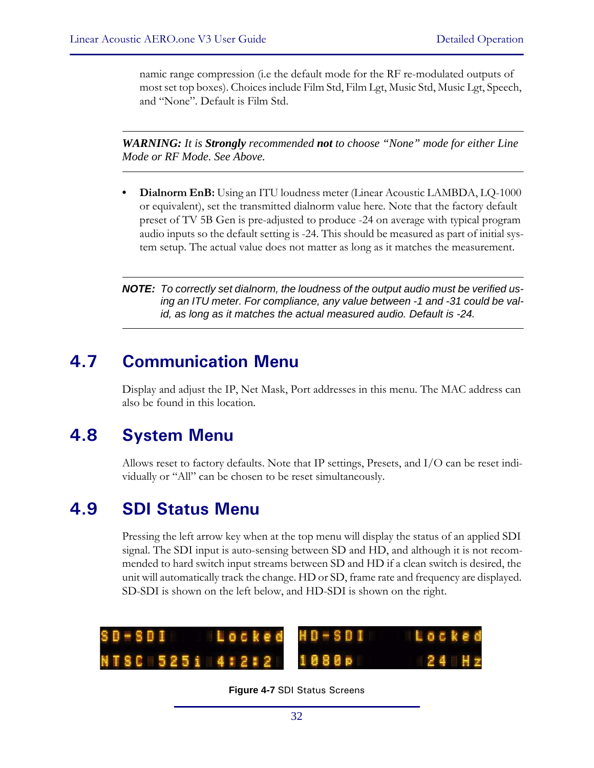namic range compression (i.e the default mode for the RF re-modulated outputs of most set top boxes). Choices include Film Std, Film Lgt, Music Std, Music Lgt, Speech, and “None”. Default is Film Std.

---

***WARNING:*** *It is* ***Strongly*** *recommended* ***not*** *to choose “None” mode for either Line Mode or RF Mode. See Above.*

---

- **Dialnorm EnB:** Using an ITU loudness meter (Linear Acoustic LAMBDA, LQ-1000 or equivalent), set the transmitted dialnorm value here. Note that the factory default preset of TV 5B Gen is pre-adjusted to produce -24 on average with typical program audio inputs so the default setting is -24. This should be measured as part of initial system setup. The actual value does not matter as long as it matches the measurement.

---

***NOTE:*** *To correctly set dialnorm, the loudness of the output audio must be verified using an ITU meter. For compliance, any value between -1 and -31 could be valid, as long as it matches the actual measured audio. Default is -24.*

---

## 4.7 Communication Menu

Display and adjust the IP, Net Mask, Port addresses in this menu. The MAC address can also be found in this location.

## 4.8 System Menu

Allows reset to factory defaults. Note that IP settings, Presets, and I/O can be reset individually or “All” can be chosen to be reset simultaneously.

## 4.9 SDI Status Menu

Pressing the left arrow key when at the top menu will display the status of an applied SDI signal. The SDI input is auto-sensing between SD and HD, and although it is not recommended to hard switch input streams between SD and HD if a clean switch is desired, the unit will automatically track the change. HD or SD, frame rate and frequency are displayed. SD-SDI is shown on the left below, and HD-SDI is shown on the right.

SD-SDI Locked
NTSC 525i 4:2:2

HD-SDI Locked
1080p 24 Hz

**Figure 4-7** SDI Status Screens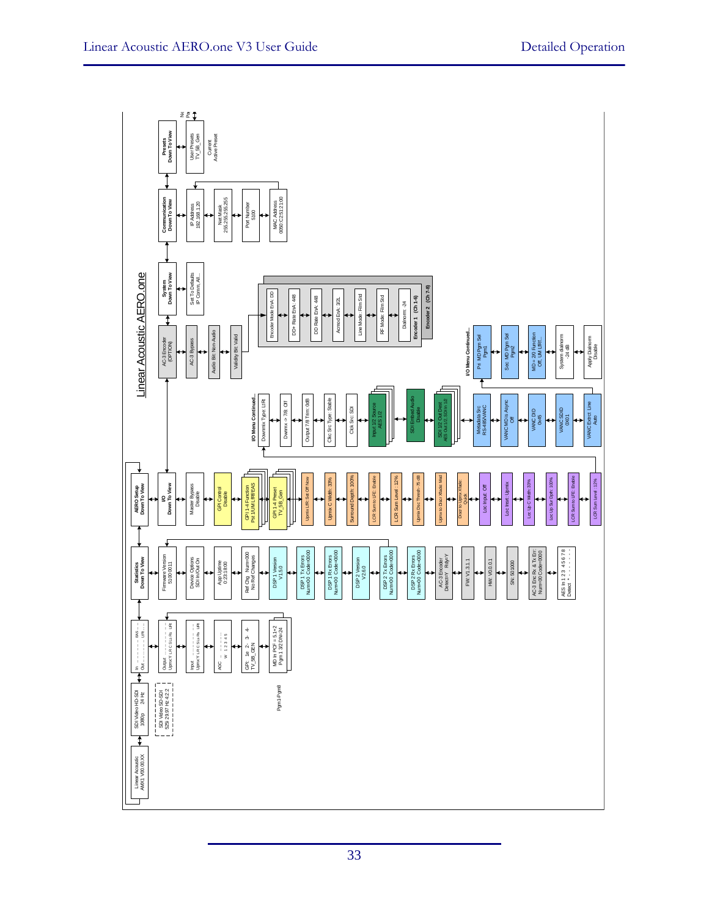# Linear Acoustic AERO.one

Linear Acoustic AMX1 V00.00.XX

SDI Video HD-SDI 1080p 24 Hz

SDI Video SD-SDI 525 29.97 Hz 4:2:2

Pgm1-Pgm8

**Statistics Down To View**

Firmware Version 5100.0011

Device Options SDI In/Out On

App Uptime 0:23:18:00

Ref Chg Num=000 No Ref Changes

DSP 1 Version V1.5.0

DSP 1 Tx Errors Num=00 Code=0000

DSP 1 Rx Errors Num=00 Code=0000

DSP 2 Version V2.6.0

DSP 2 Tx Errors Num=00 Code=0000

DSP 2 Rx Errors Num=00 Code=0000

AC-3 Encoder Detect=Y Rdy=Y

FW: V1.3.1.1

HW: V0.0.0.1

SN: 501000

AC-3 Enc Rx & Tx Err: Num=00 Code=0000

AES In 1 2 3 4 5 6 7 8 Detect

**AERO Setup Down To View**

**I/O Down To View**

Master Bypass Disable

GPI Control Disable

GPI 1-4 Function Pst 1/UM LRt/EAS

GPI 1-4 Preset TV_5B_Gen

Upmix LRt Sel: Off Now

Upmix C Width: 33%

Surround Depth: 100%

LCR Sum to LFE: Enable

LCR Sum Level: -12%

Upmix Dec Thresh: -75 dB

Upmix to Discr Xfade: Med

Discr to Upmix Xfade: Quick

Loc Input: Off

Loc Inst: Upmix

Loc Up C Width: 33%

Loc Up Sur Dpth: 100%

LCR Sum to LFE: Enable

LCR Sum Level: -12%

**I/O Menu Continued...**

Downmix Type: LtRt

Dwnmx -> 7/8: Off

Output 7/8 Trim: 0dB

Clkc Src Type: Stable

Clck Src: SDI

Input 1/2 Source AES 1/2

SDI Embed Audio Disable

SDI 1/2 Out Dest AES Out 1/2, SDI In 1/2

Metadata Src RS-485/VANC

VANC MD is Async Off

VANC DID 0x45

VANC SDID 0X01

VANC Extrct: Line Auto

**I/O Menu Continued...**

Pri. MD Pgm Sel Pgm1

Sec. MD Pgm Sel Pgm2

MD = 20 Function Off, UM LtRt...

System dialnorm -24 dB

Apply Dialnorm Disable

AC-3 Encoder (OPTION)

AC-3 Bypass

Audio Bit: Non-Audio

Validity Bit: Valid

Encoder Mode EnA: DD

DD+ Rate EnA: 448

DD Rate EnA: 448

Acmod EnA: 3/2L

Line Mode: Film Std

RF Mode: Film Std

Dialnorm: -24

Encoder 1 (Ch 1-6)

Encoder 2 (Ch 7-8)

**System Down To View**

Set To Defaults IP Comm, All...

**Communication Down To View**

IP Address 192.168.1.20

Net Mask 255.255.255.255

Port Number 5100

MAC Address 0050:C2:51:21:00

**Presets Down To View**

User Presets TV_5B_Gen

Current Active Preset

Output Upmix Y L R C SLs Rs LFE

Input Upmix Y L R C SLs Rs LFE

AGC W 1 2 3 4 5

GPI: 1e 2- 3- 4- TV_5B_GEN

MD In PCF = 5.1+2 Pgm 1 3/2 DN=-24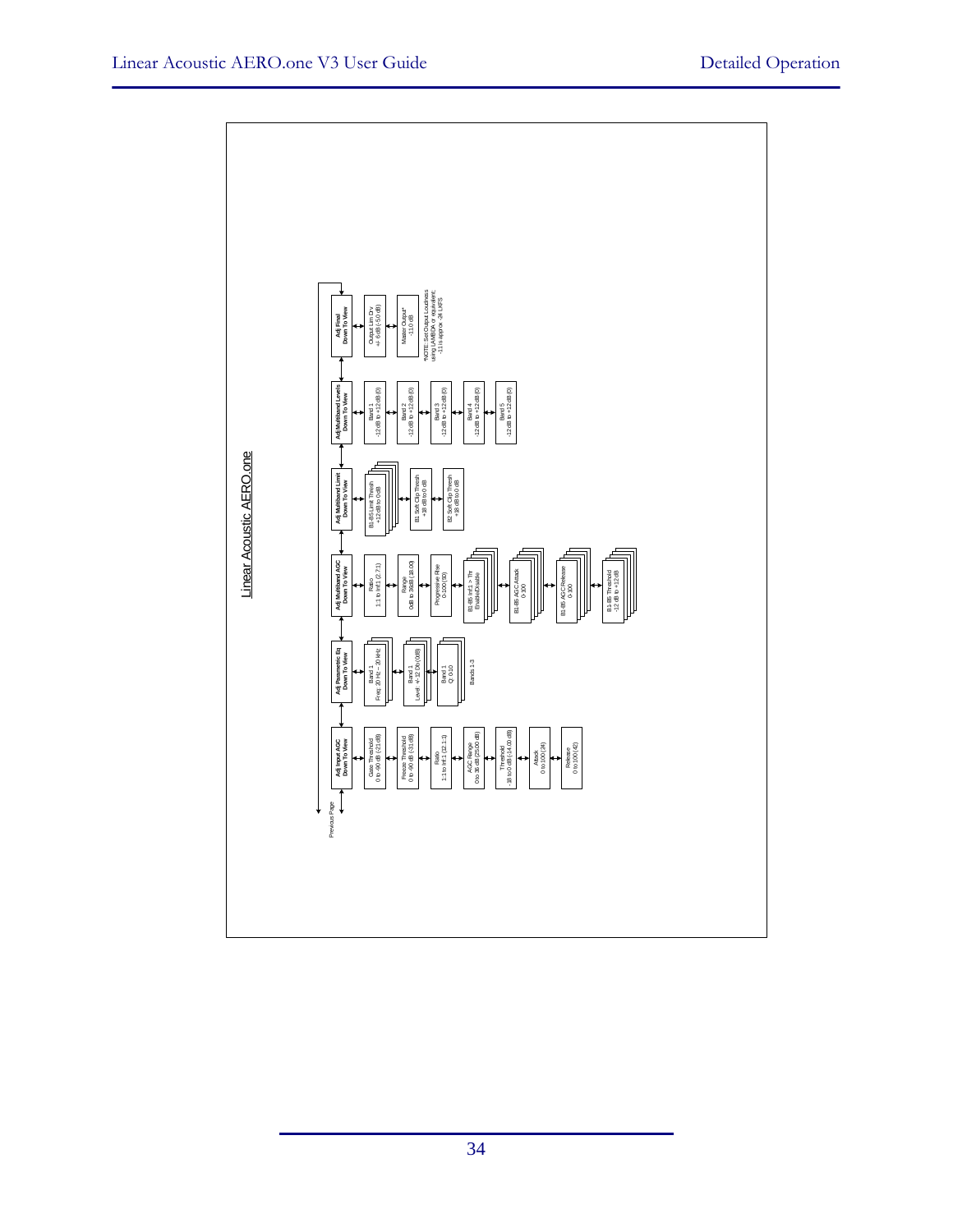## Linear Acoustic AERO.one

Previous Page

**Adj Input AGC**
**Down To View**

- Gate Threshold 0 to -90 dB (-21 dB)
- Freeze Threshold 0 to -90 dB (-31 dB)
- Ratio 1:1 to Inf:1 (12:1:1)
- AGC Range 0 to 36 dB (25.00 dB)
- Threshold -18 to 0 dB (-14.00 dB)
- Attack 0 to 100 (24)
- Release 0 to 100 (42)

**Adj Parametric Eq**
**Down To View**

- Band 1 Freq 20 Hz – 20 kHz
- Band 1 Level +/-12 Db (0dB)
- Band 1 Q: 0-10
- Bands 1-3

**Adj Multiband AGC**
**Down To View**

- Ratio 1:1 to Inf:1 (2.7:1)
- Range 0dB to 36dB (18.00)
- Progressive Rise 0-100 (50)
- B1-B5 Inf:1 > Thr Enable/Disable
- B1-B5 AGC Attack 0-100
- B1-B5 AGC Release 0-100
- B1-B5 Threshold -12 dB to +12 dB

**Adj Multiband Limit**
**Down To View**

- B1-B5 Limit Thresh +12 dB to 0 dB
- B1 Soft Clip Thresh +18 dB to 0 dB
- B2 Soft Clip Thresh +18 dB to 0 dB

**Adj Multiband Levels**
**Down To View**

- Band 1 -12 dB to +12 dB (0)
- Band 2 -12 dB to +12 dB (0)
- Band 3 -12 dB to +12 dB (0)
- Band 4 -12 dB to +12 dB (0)
- Band 5 -12 dB to +12 dB (0)

**Adj Final**
**Down To View**

- Output Lim Drv +/- 6 dB (-5.0 dB)
- Master Output* -11.0 dB

*NOTE: Set Output Loudness using LAMBDA or equivalent. -11 is approx -24 LKFS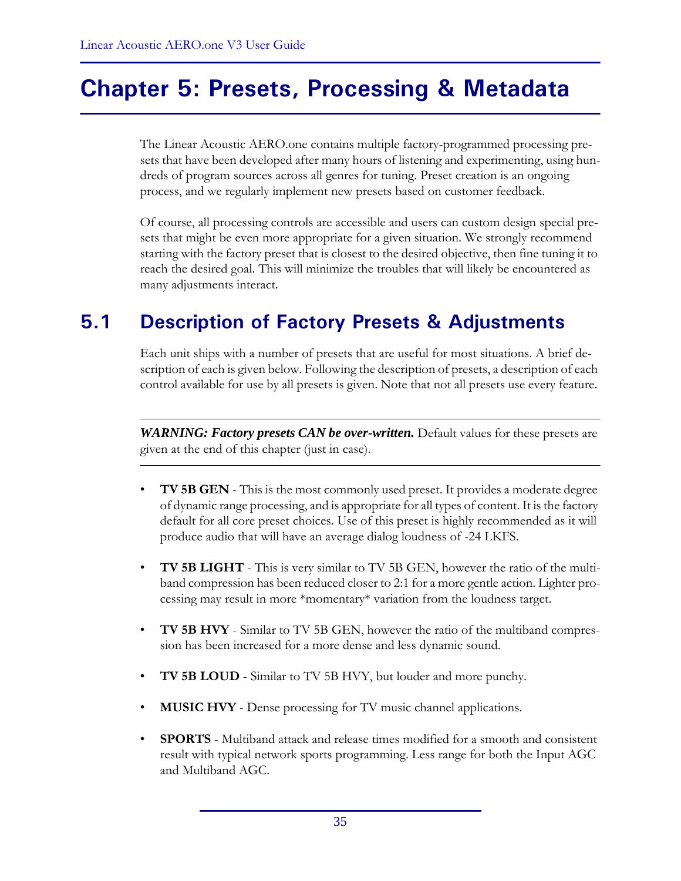# Chapter 5: Presets, Processing & Metadata

The Linear Acoustic AERO.one contains multiple factory-programmed processing presets that have been developed after many hours of listening and experimenting, using hundreds of program sources across all genres for tuning. Preset creation is an ongoing process, and we regularly implement new presets based on customer feedback.

Of course, all processing controls are accessible and users can custom design special presets that might be even more appropriate for a given situation. We strongly recommend starting with the factory preset that is closest to the desired objective, then fine tuning it to reach the desired goal. This will minimize the troubles that will likely be encountered as many adjustments interact.

## 5.1 Description of Factory Presets & Adjustments

Each unit ships with a number of presets that are useful for most situations. A brief description of each is given below. Following the description of presets, a description of each control available for use by all presets is given. Note that not all presets use every feature.

---

***WARNING: Factory presets CAN be over-written.*** Default values for these presets are given at the end of this chapter (just in case).

---

- **TV 5B GEN** - This is the most commonly used preset. It provides a moderate degree of dynamic range processing, and is appropriate for all types of content. It is the factory default for all core preset choices. Use of this preset is highly recommended as it will produce audio that will have an average dialog loudness of -24 LKFS.

- **TV 5B LIGHT** - This is very similar to TV 5B GEN, however the ratio of the multiband compression has been reduced closer to 2:1 for a more gentle action. Lighter processing may result in more *momentary* variation from the loudness target.

- **TV 5B HVY** - Similar to TV 5B GEN, however the ratio of the multiband compression has been increased for a more dense and less dynamic sound.

- **TV 5B LOUD** - Similar to TV 5B HVY, but louder and more punchy.

- **MUSIC HVY** - Dense processing for TV music channel applications.

- **SPORTS** - Multiband attack and release times modified for a smooth and consistent result with typical network sports programming. Less range for both the Input AGC and Multiband AGC.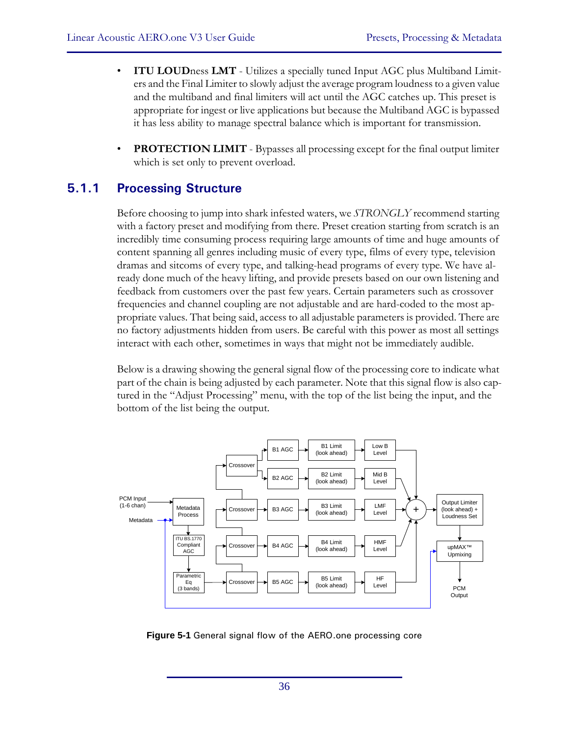- **ITU LOUDness LMT** - Utilizes a specially tuned Input AGC plus Multiband Limiters and the Final Limiter to slowly adjust the average program loudness to a given value and the multiband and final limiters will act until the AGC catches up. This preset is appropriate for ingest or live applications but because the Multiband AGC is bypassed it has less ability to manage spectral balance which is important for transmission.

- **PROTECTION LIMIT** - Bypasses all processing except for the final output limiter which is set only to prevent overload.

### 5.1.1 Processing Structure

Before choosing to jump into shark infested waters, we *STRONGLY* recommend starting with a factory preset and modifying from there. Preset creation starting from scratch is an incredibly time consuming process requiring large amounts of time and huge amounts of content spanning all genres including music of every type, films of every type, television dramas and sitcoms of every type, and talking-head programs of every type. We have already done much of the heavy lifting, and provide presets based on our own listening and feedback from customers over the past few years. Certain parameters such as crossover frequencies and channel coupling are not adjustable and are hard-coded to the most appropriate values. That being said, access to all adjustable parameters is provided. There are no factory adjustments hidden from users. Be careful with this power as most all settings interact with each other, sometimes in ways that might not be immediately audible.

Below is a drawing showing the general signal flow of the processing core to indicate what part of the chain is being adjusted by each parameter. Note that this signal flow is also captured in the "Adjust Processing" menu, with the top of the list being the input, and the bottom of the list being the output.

**Figure 5-1** General signal flow of the AERO.one processing core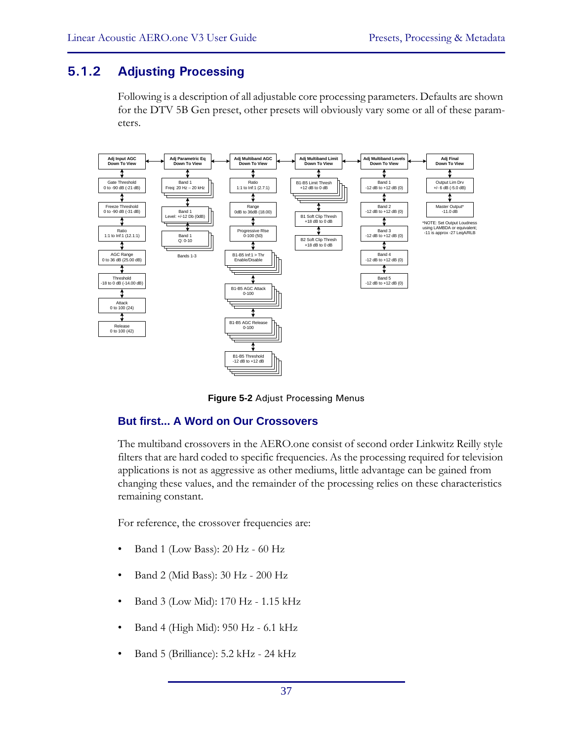## 5.1.2 Adjusting Processing

Following is a description of all adjustable core processing parameters. Defaults are shown for the DTV 5B Gen preset, other presets will obviously vary some or all of these parameters.

**Adj Input AGC Down To View**
- Gate Threshold 0 to -90 dB (-21 dB)
- Freeze Threshold 0 to -90 dB (-31 dB)
- Ratio 1:1 to Inf:1 (12.1:1)
- AGC Range 0 to 36 dB (25.00 dB)
- Threshold -18 to 0 dB (-14.00 dB)
- Attack 0 to 100 (24)
- Release 0 to 100 (42)

**Adj Parametric Eq Down To View**
- Band 1 Freq: 20 Hz – 20 kHz
- Band 1 Level: +/-12 Db (0dB)
- Band 1 Q: 0-10
- Bands 1-3

**Adj Multiband AGC Down To View**
- Ratio 1:1 to Inf:1 (2.7:1)
- Range 0dB to 36dB (18.00)
- Progressive Rise 0-100 (50)
- B1-B5 Inf:1 > Thr Enable/Disable
- B1-B5 AGC Attack 0-100
- B1-B5 AGC Release 0-100
- B1-B5 Threshold -12 dB to +12 dB

**Adj Multiband Limit Down To View**
- B1-B5 Limit Thresh +12 dB to 0 dB
- B1 Soft Clip Thresh +18 dB to 0 dB
- B2 Soft Clip Thresh +18 dB to 0 dB

**Adj Multiband Levels Down To View**
- Band 1 -12 dB to +12 dB (0)
- Band 2 -12 dB to +12 dB (0)
- Band 3 -12 dB to +12 dB (0)
- Band 4 -12 dB to +12 dB (0)
- Band 5 -12 dB to +12 dB (0)

**Adj Final Down To View**
- Output Lim Drv +/- 6 dB (-5.0 dB)
- Master Output* -11.0 dB

*NOTE: Set Output Loudness using LAMBDA or equivalent; -11 is approx -27 LeqA/RLB

**Figure 5-2** Adjust Processing Menus

### But first... A Word on Our Crossovers

The multiband crossovers in the AERO.one consist of second order Linkwitz Reilly style filters that are hard coded to specific frequencies. As the processing required for television applications is not as aggressive as other mediums, little advantage can be gained from changing these values, and the remainder of the processing relies on these characteristics remaining constant.

For reference, the crossover frequencies are:

- Band 1 (Low Bass): 20 Hz - 60 Hz
- Band 2 (Mid Bass): 30 Hz - 200 Hz
- Band 3 (Low Mid): 170 Hz - 1.15 kHz
- Band 4 (High Mid): 950 Hz - 6.1 kHz
- Band 5 (Brilliance): 5.2 kHz - 24 kHz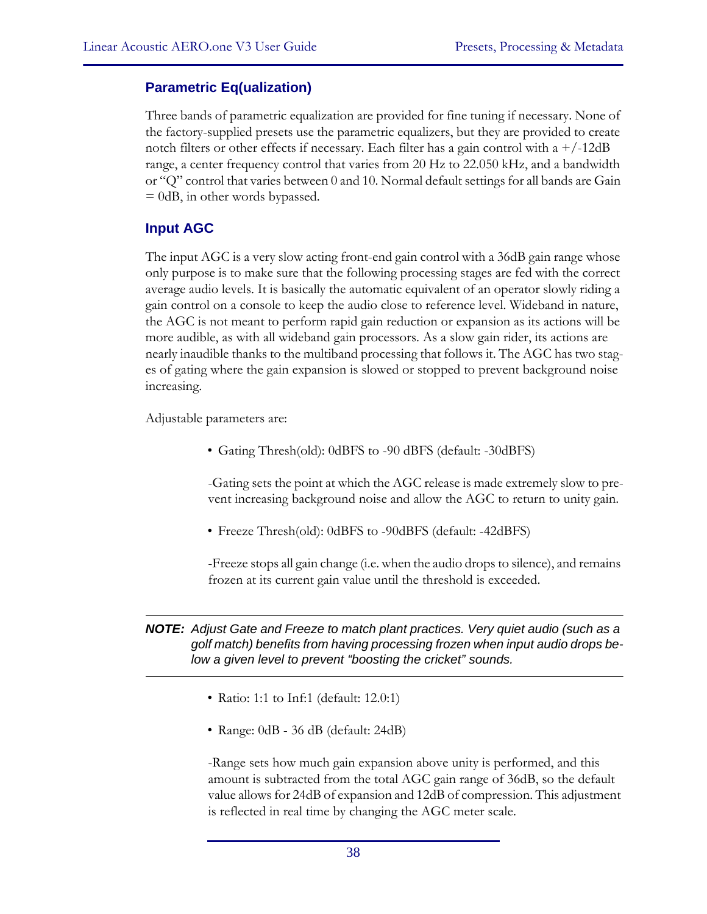### Parametric Eq(ualization)

Three bands of parametric equalization are provided for fine tuning if necessary. None of the factory-supplied presets use the parametric equalizers, but they are provided to create notch filters or other effects if necessary. Each filter has a gain control with a +/-12dB range, a center frequency control that varies from 20 Hz to 22.050 kHz, and a bandwidth or "Q" control that varies between 0 and 10. Normal default settings for all bands are Gain = 0dB, in other words bypassed.

### Input AGC

The input AGC is a very slow acting front-end gain control with a 36dB gain range whose only purpose is to make sure that the following processing stages are fed with the correct average audio levels. It is basically the automatic equivalent of an operator slowly riding a gain control on a console to keep the audio close to reference level. Wideband in nature, the AGC is not meant to perform rapid gain reduction or expansion as its actions will be more audible, as with all wideband gain processors. As a slow gain rider, its actions are nearly inaudible thanks to the multiband processing that follows it. The AGC has two stages of gating where the gain expansion is slowed or stopped to prevent background noise increasing.

Adjustable parameters are:

- Gating Thresh(old): 0dBFS to -90 dBFS (default: -30dBFS)

  -Gating sets the point at which the AGC release is made extremely slow to prevent increasing background noise and allow the AGC to return to unity gain.

- Freeze Thresh(old): 0dBFS to -90dBFS (default: -42dBFS)

  -Freeze stops all gain change (i.e. when the audio drops to silence), and remains frozen at its current gain value until the threshold is exceeded.

---

***NOTE:*** *Adjust Gate and Freeze to match plant practices. Very quiet audio (such as a golf match) benefits from having processing frozen when input audio drops below a given level to prevent "boosting the cricket" sounds.*

---

- Ratio: 1:1 to Inf:1 (default: 12.0:1)

- Range: 0dB - 36 dB (default: 24dB)

  -Range sets how much gain expansion above unity is performed, and this amount is subtracted from the total AGC gain range of 36dB, so the default value allows for 24dB of expansion and 12dB of compression. This adjustment is reflected in real time by changing the AGC meter scale.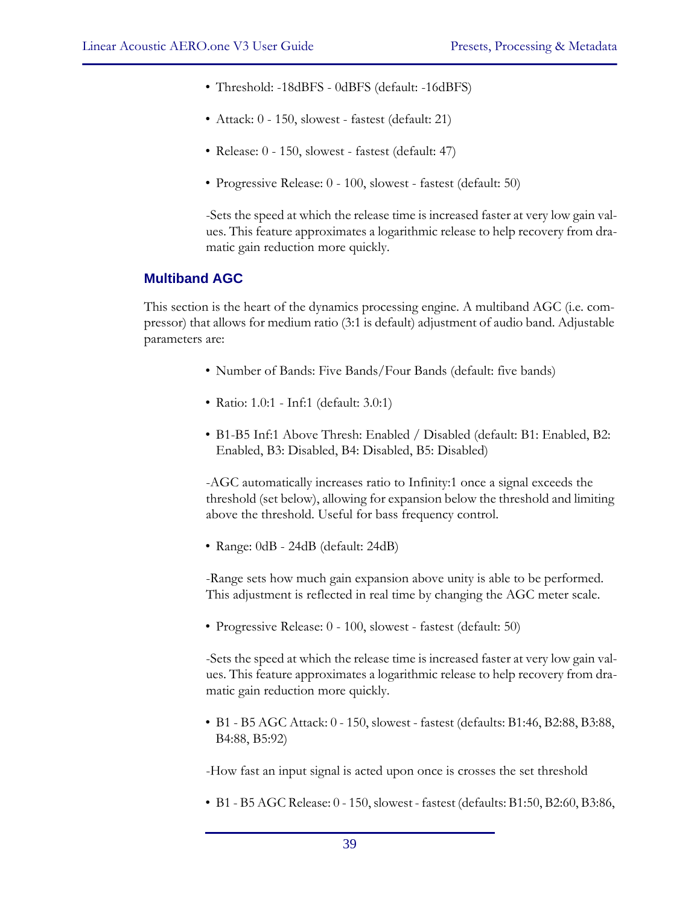- Threshold: -18dBFS - 0dBFS (default: -16dBFS)
- Attack: 0 - 150, slowest - fastest (default: 21)
- Release: 0 - 150, slowest - fastest (default: 47)
- Progressive Release: 0 - 100, slowest - fastest (default: 50)

-Sets the speed at which the release time is increased faster at very low gain values. This feature approximates a logarithmic release to help recovery from dramatic gain reduction more quickly.

### Multiband AGC

This section is the heart of the dynamics processing engine. A multiband AGC (i.e. compressor) that allows for medium ratio (3:1 is default) adjustment of audio band. Adjustable parameters are:

- Number of Bands: Five Bands/Four Bands (default: five bands)
- Ratio: 1.0:1 - Inf:1 (default: 3.0:1)
- B1-B5 Inf:1 Above Thresh: Enabled / Disabled (default: B1: Enabled, B2: Enabled, B3: Disabled, B4: Disabled, B5: Disabled)

-AGC automatically increases ratio to Infinity:1 once a signal exceeds the threshold (set below), allowing for expansion below the threshold and limiting above the threshold. Useful for bass frequency control.

- Range: 0dB - 24dB (default: 24dB)

-Range sets how much gain expansion above unity is able to be performed. This adjustment is reflected in real time by changing the AGC meter scale.

- Progressive Release: 0 - 100, slowest - fastest (default: 50)

-Sets the speed at which the release time is increased faster at very low gain values. This feature approximates a logarithmic release to help recovery from dramatic gain reduction more quickly.

- B1 - B5 AGC Attack: 0 - 150, slowest - fastest (defaults: B1:46, B2:88, B3:88, B4:88, B5:92)

-How fast an input signal is acted upon once is crosses the set threshold

- B1 - B5 AGC Release: 0 - 150, slowest - fastest (defaults: B1:50, B2:60, B3:86,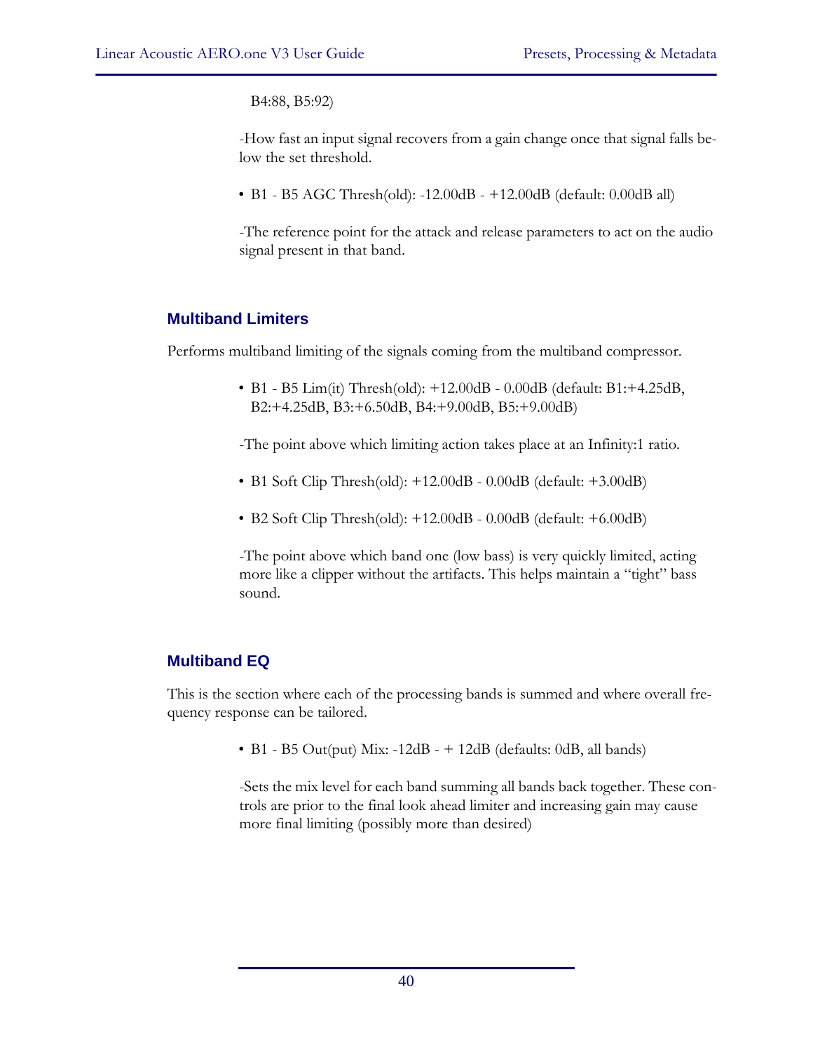B4:88, B5:92)

-How fast an input signal recovers from a gain change once that signal falls below the set threshold.

- B1 - B5 AGC Thresh(old): -12.00dB - +12.00dB (default: 0.00dB all)

-The reference point for the attack and release parameters to act on the audio signal present in that band.

### Multiband Limiters

Performs multiband limiting of the signals coming from the multiband compressor.

- B1 - B5 Lim(it) Thresh(old): +12.00dB - 0.00dB (default: B1:+4.25dB, B2:+4.25dB, B3:+6.50dB, B4:+9.00dB, B5:+9.00dB)

-The point above which limiting action takes place at an Infinity:1 ratio.

- B1 Soft Clip Thresh(old): +12.00dB - 0.00dB (default: +3.00dB)

- B2 Soft Clip Thresh(old): +12.00dB - 0.00dB (default: +6.00dB)

-The point above which band one (low bass) is very quickly limited, acting more like a clipper without the artifacts. This helps maintain a "tight" bass sound.

### Multiband EQ

This is the section where each of the processing bands is summed and where overall frequency response can be tailored.

- B1 - B5 Out(put) Mix: -12dB - + 12dB (defaults: 0dB, all bands)

-Sets the mix level for each band summing all bands back together. These controls are prior to the final look ahead limiter and increasing gain may cause more final limiting (possibly more than desired)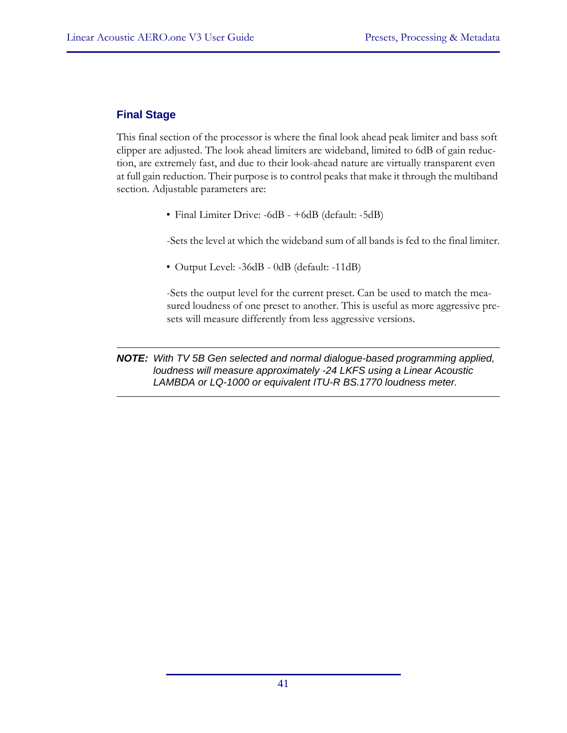### Final Stage

This final section of the processor is where the final look ahead peak limiter and bass soft clipper are adjusted. The look ahead limiters are wideband, limited to 6dB of gain reduction, are extremely fast, and due to their look-ahead nature are virtually transparent even at full gain reduction. Their purpose is to control peaks that make it through the multiband section. Adjustable parameters are:

- Final Limiter Drive: -6dB - +6dB (default: -5dB)

  -Sets the level at which the wideband sum of all bands is fed to the final limiter.

- Output Level: -36dB - 0dB (default: -11dB)

  -Sets the output level for the current preset. Can be used to match the measured loudness of one preset to another. This is useful as more aggressive presets will measure differently from less aggressive versions.

---

***NOTE:*** *With TV 5B Gen selected and normal dialogue-based programming applied, loudness will measure approximately -24 LKFS using a Linear Acoustic LAMBDA or LQ-1000 or equivalent ITU-R BS.1770 loudness meter.*

---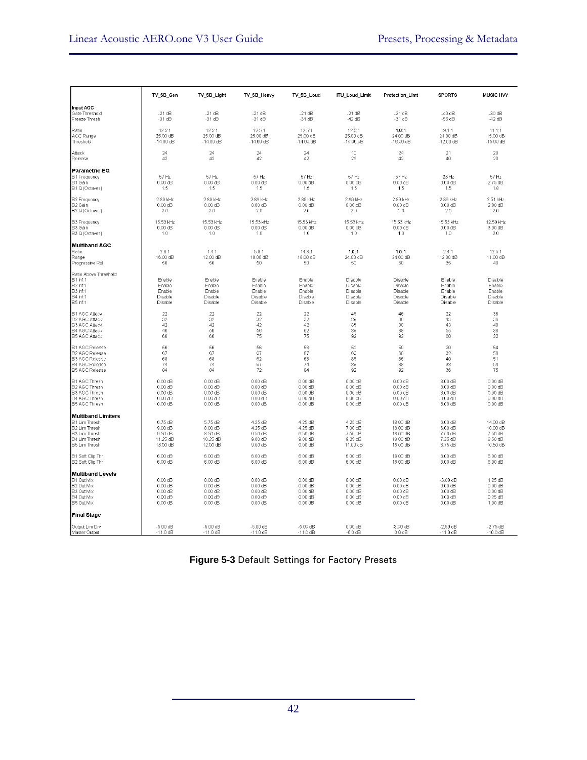| | TV_5B_Gen | TV_5B_Light | TV_5B_Heavy | TV_5B_Loud | ITU_Loud_Limit | Protection_Limt | SPORTS | MUSIC HVY |
|---|---|---|---|---|---|---|---|---|
| **Input AGC** | | | | | | | | |
| Gate Threshold | -21 dB | -21 dB | -21 dB | -21 dB | -21 dB | -21 dB | -40 dB | -30 dB |
| Freeze Thresh | -31 dB | -31 dB | -31 dB | -31 dB | -42 dB | -31 dB | -55 dB | -42 dB |
| Ratio | 12.5:1 | 12.5:1 | 12.5:1 | 12.5:1 | 12.5:1 | **1.0:1** | 9.1:1 | 11.1:1 |
| AGC Range | 25.00 dB | 25.00 dB | 25.00 dB | 25.00 dB | 25.00 dB | 24.00 dB | 21.00 dB | 15.00 dB |
| Threshold | -14.00 dB | -14.00 dB | -14.00 dB | -14.00 dB | -14.00 dB | -16.00 dB | -12.00 dB | -15.00 dB |
| Attack | 24 | 24 | 24 | 24 | 10 | 24 | 21 | 20 |
| Release | 42 | 42 | 42 | 42 | 29 | 42 | 40 | 20 |
| **Parametric EQ** | | | | | | | | |
| B1 Frequency | 57 Hz | 57 Hz | 57 Hz | 57 Hz | 57 Hz | 57 Hz | 23 Hz | 57 Hz |
| B1 Gain | 0.00 dB | 0.00 dB | 0.00 dB | 0.00 dB | 0.00 dB | 0.00 dB | 0.00 dB | 2.75 dB |
| B1 Q (Octaves) | 1.5 | 1.5 | 1.5 | 1.5 | 1.5 | 1.5 | 1.5 | 1.8 |
| B2 Frequency | 2.89 kHz | 2.89 kHz | 2.89 kHz | 2.89 kHz | 2.89 kHz | 2.89 kHz | 2.89 kHz | 2.51 kHz |
| B2 Gain | 0.00 dB | 0.00 dB | 0.00 dB | 0.00 dB | 0.00 dB | 0.00 dB | 0.00 dB | 2.00 dB |
| B2 Q (Octaves) | 2.0 | 2.0 | 2.0 | 2.0 | 2.0 | 2.0 | 2.0 | 2.0 |
| B3 Frequency | 15.53 kHz | 15.53 kHz | 15.53 kHz | 15.53 kHz | 15.53 kHz | 15.53 kHz | 15.53 kHz | 12.59 kHz |
| B3 Gain | 0.00 dB | 0.00 dB | 0.00 dB | 0.00 dB | 0.00 dB | 0.00 dB | 0.00 dB | 3.00 dB |
| B3 Q (Octaves) | 1.0 | 1.0 | 1.0 | 1.0 | 1.0 | 1.0 | 1.0 | 2.0 |
| **Multiband AGC** | | | | | | | | |
| Ratio | 2.8:1 | 1.4:1 | 5.9:1 | 14.3:1 | **1.0:1** | **1.0:1** | 2.4:1 | 12.5:1 |
| Range | 16.00 dB | 12.00 dB | 18.00 dB | 18.00 dB | 24.00 dB | 24.00 dB | 12.00 dB | 11.00 dB |
| Progressive Rel | 50 | 50 | 50 | 50 | 50 | 50 | 35 | 40 |
| Ratio Above Threshold | | | | | | | | |
| B1 Inf:1 | Enable | Enable | Enable | Enable | Disable | Disable | Enable | Disable |
| B2 Inf:1 | Enable | Enable | Enable | Enable | Disable | Disable | Enable | Enable |
| B3 Inf:1 | Enable | Enable | Enable | Enable | Disable | Disable | Enable | Enable |
| B4 Inf:1 | Disable | Disable | Disable | Disable | Disable | Disable | Disable | Disable |
| B5 Inf:1 | Disable | Disable | Disable | Disable | Disable | Disable | Disable | Disable |
| B1 AGC Attack | 22 | 22 | 22 | 22 | 46 | 46 | 22 | 36 |
| B2 AGC Attack | 32 | 32 | 32 | 32 | 88 | 88 | 43 | 36 |
| B3 AGC Attack | 42 | 42 | 42 | 42 | 88 | 88 | 43 | 40 |
| B4 AGC Attack | 46 | 50 | 56 | 62 | 88 | 88 | 55 | 38 |
| B5 AGC Attack | 66 | 66 | 75 | 75 | 92 | 92 | 60 | 32 |
| B1 AGC Release | 56 | 56 | 56 | 56 | 50 | 50 | 20 | 54 |
| B2 AGC Release | 67 | 67 | 67 | 67 | 60 | 60 | 32 | 58 |
| B3 AGC Release | 68 | 68 | 62 | 68 | 86 | 86 | 40 | 51 |
| B4 AGC Release | 74 | 74 | 67 | 74 | 88 | 88 | 38 | 54 |
| B5 AGC Release | 84 | 84 | 72 | 84 | 92 | 92 | 36 | 75 |
| B1 AGC Thresh | 0.00 dB | 0.00 dB | 0.00 dB | 0.00 dB | 0.00 dB | 0.00 dB | 3.00 dB | 0.00 dB |
| B2 AGC Thresh | 0.00 dB | 0.00 dB | 0.00 dB | 0.00 dB | 0.00 dB | 0.00 dB | 3.00 dB | 0.00 dB |
| B3 AGC Thresh | 0.00 dB | 0.00 dB | 0.00 dB | 0.00 dB | 0.00 dB | 0.00 dB | 3.00 dB | 0.00 dB |
| B4 AGC Thresh | 0.00 dB | 0.00 dB | 0.00 dB | 0.00 dB | 0.00 dB | 0.00 dB | 3.00 dB | 0.00 dB |
| B5 AGC Thresh | 0.00 dB | 0.00 dB | 0.00 dB | 0.00 dB | 0.00 dB | 0.00 dB | 3.00 dB | 0.00 dB |
| **Multiband Limiters** | | | | | | | | |
| B1 Lim Thresh | 6.75 dB | 5.75 dB | 4.25 dB | 4.25 dB | 4.25 dB | 18.00 dB | 6.00 dB | 14.00 dB |
| B2 Lim Thresh | 9.00 dB | 8.00 dB | 4.25 dB | 4.25 dB | 7.00 dB | 18.00 dB | 6.00 dB | 10.00 dB |
| B3 Lim Thresh | 9.50 dB | 8.50 dB | 6.50 dB | 6.50 dB | 7.50 dB | 18.00 dB | 7.50 dB | 7.50 dB |
| B4 Lim Thresh | 11.25 dB | 10.25 dB | 9.00 dB | 9.00 dB | 9.25 dB | 18.00 dB | 7.25 dB | 8.50 dB |
| B5 Lim Thresh | 13.00 dB | 12.00 dB | 9.00 dB | 9.00 dB | 11.00 dB | 18.00 dB | 6.75 dB | 10.50 dB |
| B1 Soft Clip Thr | 6.00 dB | 6.00 dB | 6.00 dB | 6.00 dB | 6.00 dB | 18.00 dB | 3.00 dB | 6.00 dB |
| B2 Soft Clip Thr | 6.00 dB | 6.00 dB | 6.00 dB | 6.00 dB | 6.00 dB | 18.00 dB | 3.00 dB | 6.00 dB |
| **Multiband Levels** | | | | | | | | |
| B1 Out Mix | 0.00 dB | 0.00 dB | 0.00 dB | 0.00 dB | 0.00 dB | 0.00 dB | -3.00 dB | 1.25 dB |
| B2 Out Mix | 0.00 dB | 0.00 dB | 0.00 dB | 0.00 dB | 0.00 dB | 0.00 dB | 0.00 dB | 0.00 dB |
| B3 Out Mix | 0.00 dB | 0.00 dB | 0.00 dB | 0.00 dB | 0.00 dB | 0.00 dB | 0.00 dB | 0.00 dB |
| B4 Out Mix | 0.00 dB | 0.00 dB | 0.00 dB | 0.00 dB | 0.00 dB | 0.00 dB | 0.00 dB | 0.25 dB |
| B5 Out Mix | 0.00 dB | 0.00 dB | 0.00 dB | 0.00 dB | 0.00 dB | 0.00 dB | 0.00 dB | 1.00 dB |
| **Final Stage** | | | | | | | | |
| Output Lim Drv | -5.00 dB | -5.00 dB | -5.00 dB | -5.00 dB | 0.00 dB | -3.00 dB | -2.50 dB | -2.75 dB |
| Master Output | -11.0 dB | -11.0 dB | -11.0 dB | -11.0 dB | -6.0 dB | 0.0 dB | -11.0 dB | -10.0 dB |

**Figure 5-3** Default Settings for Factory Presets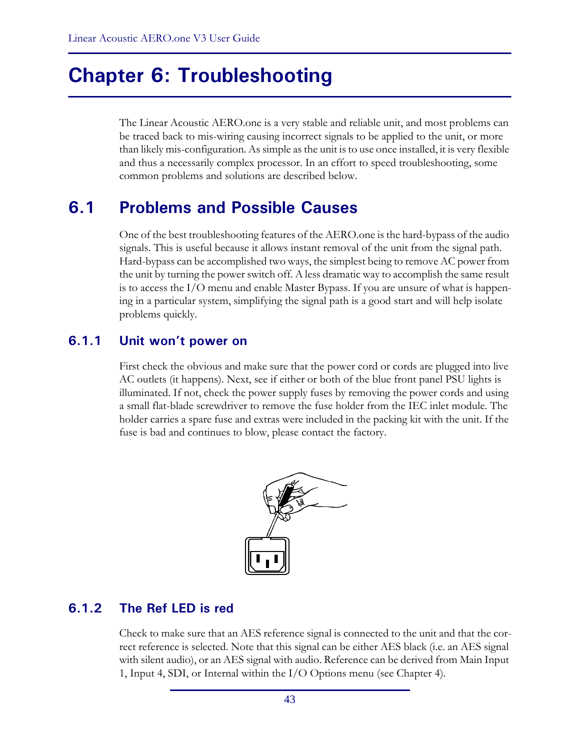# Chapter 6: Troubleshooting

The Linear Acoustic AERO.one is a very stable and reliable unit, and most problems can be traced back to mis-wiring causing incorrect signals to be applied to the unit, or more than likely mis-configuration. As simple as the unit is to use once installed, it is very flexible and thus a necessarily complex processor. In an effort to speed troubleshooting, some common problems and solutions are described below.

## 6.1 Problems and Possible Causes

One of the best troubleshooting features of the AERO.one is the hard-bypass of the audio signals. This is useful because it allows instant removal of the unit from the signal path. Hard-bypass can be accomplished two ways, the simplest being to remove AC power from the unit by turning the power switch off. A less dramatic way to accomplish the same result is to access the I/O menu and enable Master Bypass. If you are unsure of what is happening in a particular system, simplifying the signal path is a good start and will help isolate problems quickly.

### 6.1.1 Unit won't power on

First check the obvious and make sure that the power cord or cords are plugged into live AC outlets (it happens). Next, see if either or both of the blue front panel PSU lights is illuminated. If not, check the power supply fuses by removing the power cords and using a small flat-blade screwdriver to remove the fuse holder from the IEC inlet module. The holder carries a spare fuse and extras were included in the packing kit with the unit. If the fuse is bad and continues to blow, please contact the factory.

### 6.1.2 The Ref LED is red

Check to make sure that an AES reference signal is connected to the unit and that the correct reference is selected. Note that this signal can be either AES black (i.e. an AES signal with silent audio), or an AES signal with audio. Reference can be derived from Main Input 1, Input 4, SDI, or Internal within the I/O Options menu (see Chapter 4).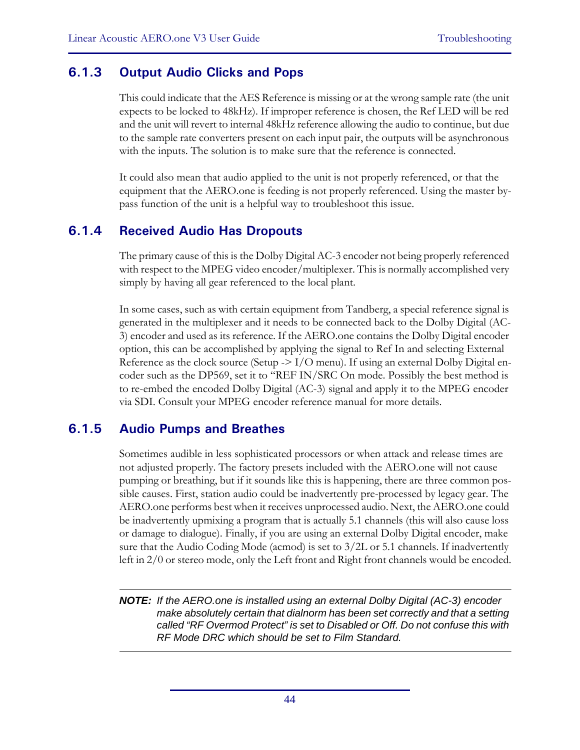### 6.1.3 Output Audio Clicks and Pops

This could indicate that the AES Reference is missing or at the wrong sample rate (the unit expects to be locked to 48kHz). If improper reference is chosen, the Ref LED will be red and the unit will revert to internal 48kHz reference allowing the audio to continue, but due to the sample rate converters present on each input pair, the outputs will be asynchronous with the inputs. The solution is to make sure that the reference is connected.

It could also mean that audio applied to the unit is not properly referenced, or that the equipment that the AERO.one is feeding is not properly referenced. Using the master bypass function of the unit is a helpful way to troubleshoot this issue.

### 6.1.4 Received Audio Has Dropouts

The primary cause of this is the Dolby Digital AC-3 encoder not being properly referenced with respect to the MPEG video encoder/multiplexer. This is normally accomplished very simply by having all gear referenced to the local plant.

In some cases, such as with certain equipment from Tandberg, a special reference signal is generated in the multiplexer and it needs to be connected back to the Dolby Digital (AC-3) encoder and used as its reference. If the AERO.one contains the Dolby Digital encoder option, this can be accomplished by applying the signal to Ref In and selecting External Reference as the clock source (Setup -> I/O menu). If using an external Dolby Digital encoder such as the DP569, set it to "REF IN/SRC On mode. Possibly the best method is to re-embed the encoded Dolby Digital (AC-3) signal and apply it to the MPEG encoder via SDI. Consult your MPEG encoder reference manual for more details.

### 6.1.5 Audio Pumps and Breathes

Sometimes audible in less sophisticated processors or when attack and release times are not adjusted properly. The factory presets included with the AERO.one will not cause pumping or breathing, but if it sounds like this is happening, there are three common possible causes. First, station audio could be inadvertently pre-processed by legacy gear. The AERO.one performs best when it receives unprocessed audio. Next, the AERO.one could be inadvertently upmixing a program that is actually 5.1 channels (this will also cause loss or damage to dialogue). Finally, if you are using an external Dolby Digital encoder, make sure that the Audio Coding Mode (acmod) is set to 3/2L or 5.1 channels. If inadvertently left in 2/0 or stereo mode, only the Left front and Right front channels would be encoded.

---

***NOTE:*** *If the AERO.one is installed using an external Dolby Digital (AC-3) encoder make absolutely certain that dialnorm has been set correctly and that a setting called "RF Overmod Protect" is set to Disabled or Off. Do not confuse this with RF Mode DRC which should be set to Film Standard.*

---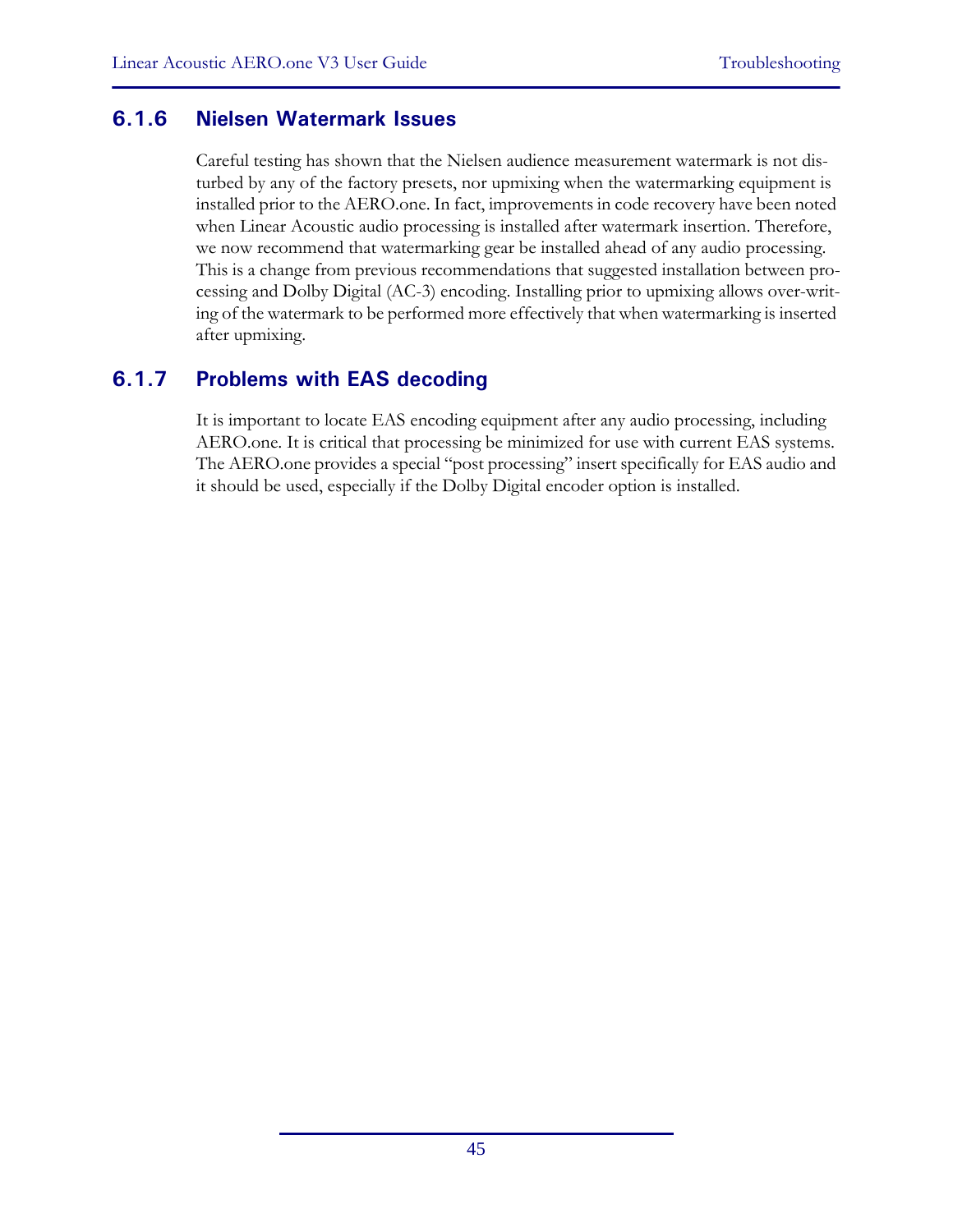### 6.1.6 Nielsen Watermark Issues

Careful testing has shown that the Nielsen audience measurement watermark is not disturbed by any of the factory presets, nor upmixing when the watermarking equipment is installed prior to the AERO.one. In fact, improvements in code recovery have been noted when Linear Acoustic audio processing is installed after watermark insertion. Therefore, we now recommend that watermarking gear be installed ahead of any audio processing. This is a change from previous recommendations that suggested installation between processing and Dolby Digital (AC-3) encoding. Installing prior to upmixing allows over-writing of the watermark to be performed more effectively that when watermarking is inserted after upmixing.

### 6.1.7 Problems with EAS decoding

It is important to locate EAS encoding equipment after any audio processing, including AERO.one. It is critical that processing be minimized for use with current EAS systems. The AERO.one provides a special "post processing" insert specifically for EAS audio and it should be used, especially if the Dolby Digital encoder option is installed.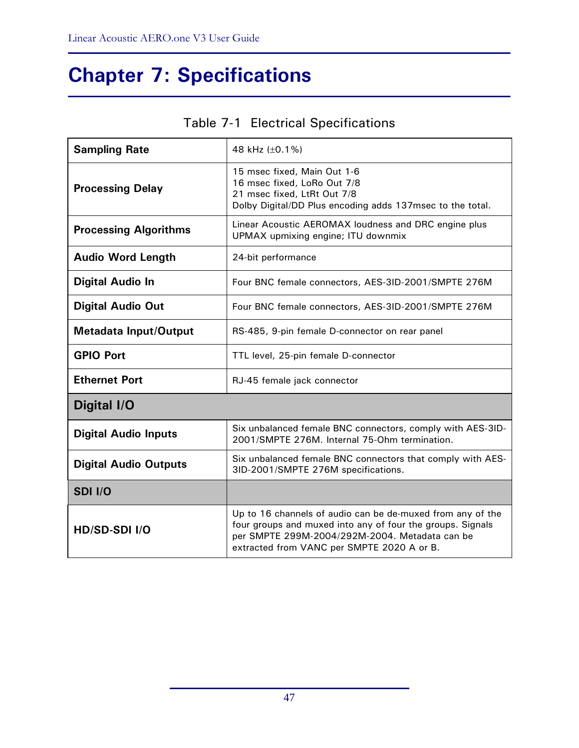# Chapter 7: Specifications

Table 7-1 Electrical Specifications

| | |
|---|---|
| **Sampling Rate** | 48 kHz (±0.1%) |
| **Processing Delay** | 15 msec fixed, Main Out 1-6<br>16 msec fixed, LoRo Out 7/8<br>21 msec fixed, LtRt Out 7/8<br>Dolby Digital/DD Plus encoding adds 137msec to the total. |
| **Processing Algorithms** | Linear Acoustic AEROMAX loudness and DRC engine plus UPMAX upmixing engine; ITU downmix |
| **Audio Word Length** | 24-bit performance |
| **Digital Audio In** | Four BNC female connectors, AES-3ID-2001/SMPTE 276M |
| **Digital Audio Out** | Four BNC female connectors, AES-3ID-2001/SMPTE 276M |
| **Metadata Input/Output** | RS-485, 9-pin female D-connector on rear panel |
| **GPIO Port** | TTL level, 25-pin female D-connector |
| **Ethernet Port** | RJ-45 female jack connector |
| **Digital I/O** | |
| **Digital Audio Inputs** | Six unbalanced female BNC connectors, comply with AES-3ID-2001/SMPTE 276M. Internal 75-Ohm termination. |
| **Digital Audio Outputs** | Six unbalanced female BNC connectors that comply with AES-3ID-2001/SMPTE 276M specifications. |
| **SDI I/O** | |
| **HD/SD-SDI I/O** | Up to 16 channels of audio can be de-muxed from any of the four groups and muxed into any of four the groups. Signals per SMPTE 299M-2004/292M-2004. Metadata can be extracted from VANC per SMPTE 2020 A or B. |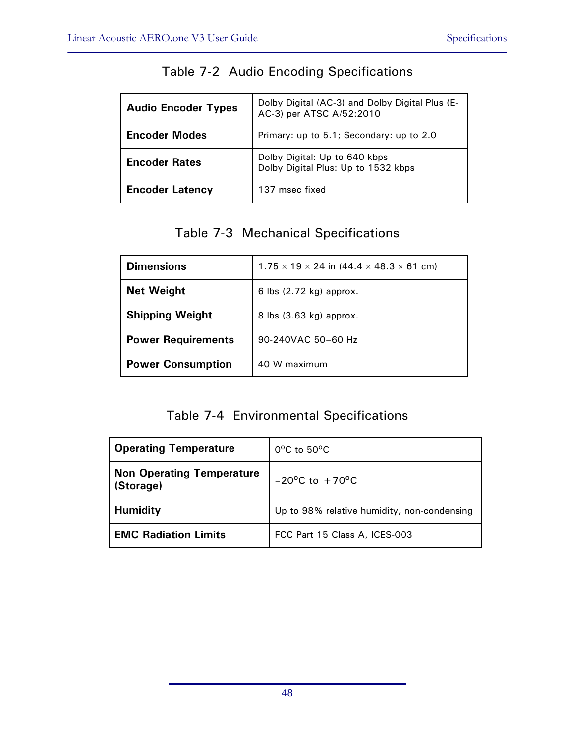### Table 7-2 Audio Encoding Specifications

| | |
|---|---|
| **Audio Encoder Types** | Dolby Digital (AC-3) and Dolby Digital Plus (E-AC-3) per ATSC A/52:2010 |
| **Encoder Modes** | Primary: up to 5.1; Secondary: up to 2.0 |
| **Encoder Rates** | Dolby Digital: Up to 640 kbps<br>Dolby Digital Plus: Up to 1532 kbps |
| **Encoder Latency** | 137 msec fixed |

### Table 7-3 Mechanical Specifications

| | |
|---|---|
| **Dimensions** | 1.75 × 19 × 24 in (44.4 × 48.3 × 61 cm) |
| **Net Weight** | 6 lbs (2.72 kg) approx. |
| **Shipping Weight** | 8 lbs (3.63 kg) approx. |
| **Power Requirements** | 90-240VAC 50–60 Hz |
| **Power Consumption** | 40 W maximum |

### Table 7-4 Environmental Specifications

| | |
|---|---|
| **Operating Temperature** | 0°C to 50°C |
| **Non Operating Temperature (Storage)** | −20°C to +70°C |
| **Humidity** | Up to 98% relative humidity, non-condensing |
| **EMC Radiation Limits** | FCC Part 15 Class A, ICES-003 |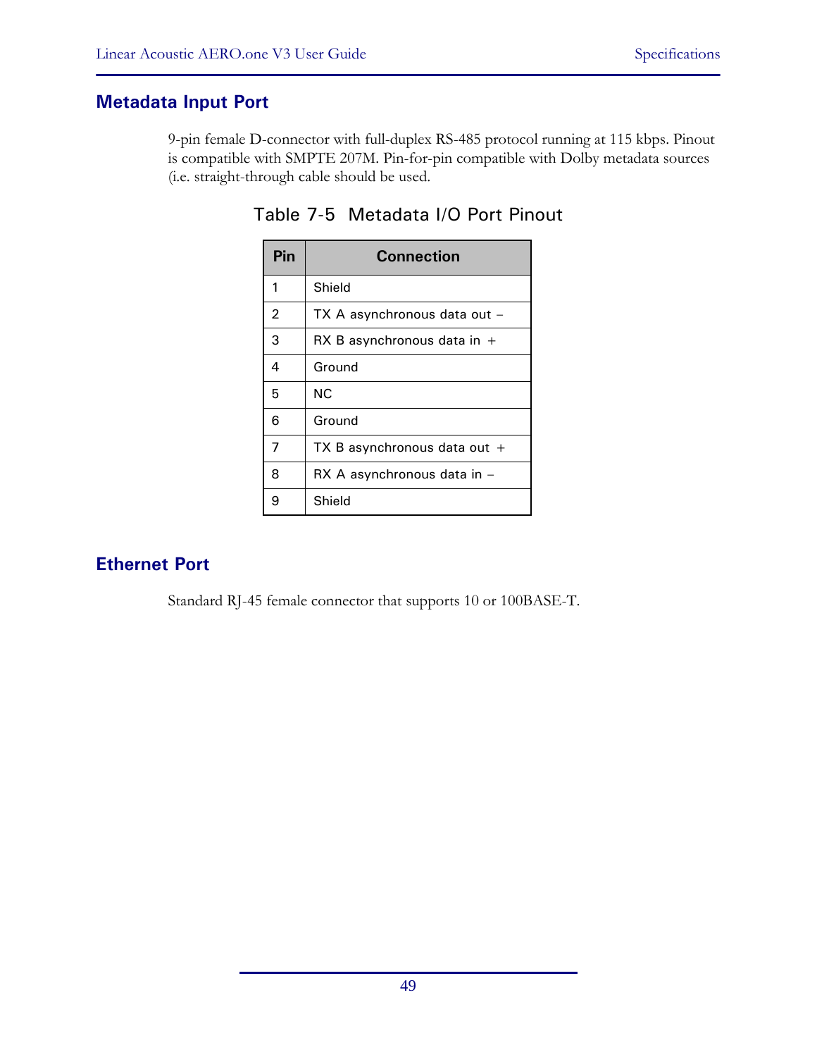## Metadata Input Port

9-pin female D-connector with full-duplex RS-485 protocol running at 115 kbps. Pinout is compatible with SMPTE 207M. Pin-for-pin compatible with Dolby metadata sources (i.e. straight-through cable should be used.

Table 7-5 Metadata I/O Port Pinout

| Pin | Connection |
|---|---|
| 1 | Shield |
| 2 | TX A asynchronous data out – |
| 3 | RX B asynchronous data in + |
| 4 | Ground |
| 5 | NC |
| 6 | Ground |
| 7 | TX B asynchronous data out + |
| 8 | RX A asynchronous data in – |
| 9 | Shield |

## Ethernet Port

Standard RJ-45 female connector that supports 10 or 100BASE-T.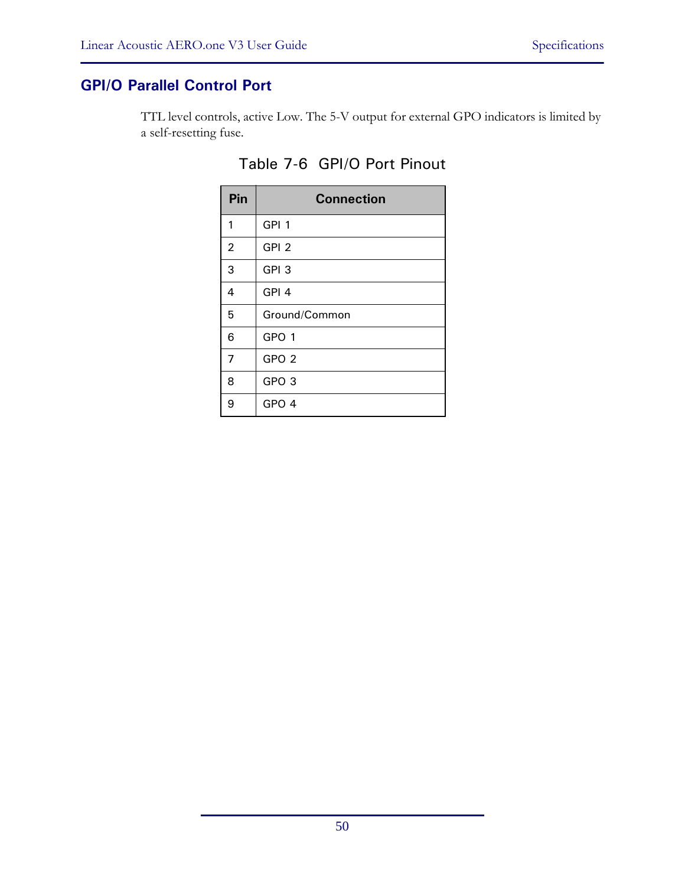## GPI/O Parallel Control Port

TTL level controls, active Low. The 5-V output for external GPO indicators is limited by a self-resetting fuse.

Table 7-6 GPI/O Port Pinout

| Pin | Connection |
|---|---|
| 1 | GPI 1 |
| 2 | GPI 2 |
| 3 | GPI 3 |
| 4 | GPI 4 |
| 5 | Ground/Common |
| 6 | GPO 1 |
| 7 | GPO 2 |
| 8 | GPO 3 |
| 9 | GPO 4 |